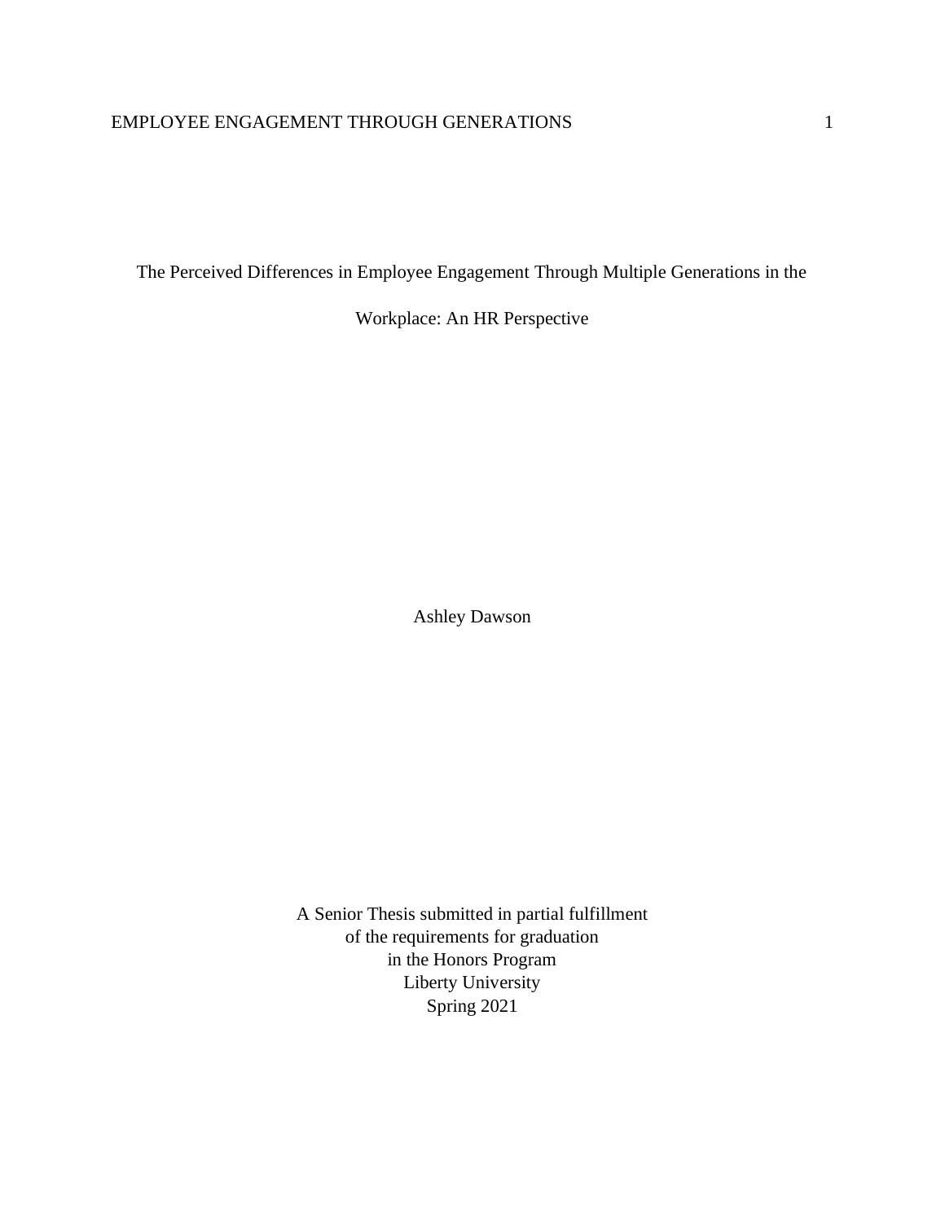# The Perceived Differences in Employee Engagement Through Multiple Generations in the Workplace: An HR Perspective

Ashley Dawson

A Senior Thesis submitted in partial fulfillment
of the requirements for graduation
in the Honors Program
Liberty University
Spring 2021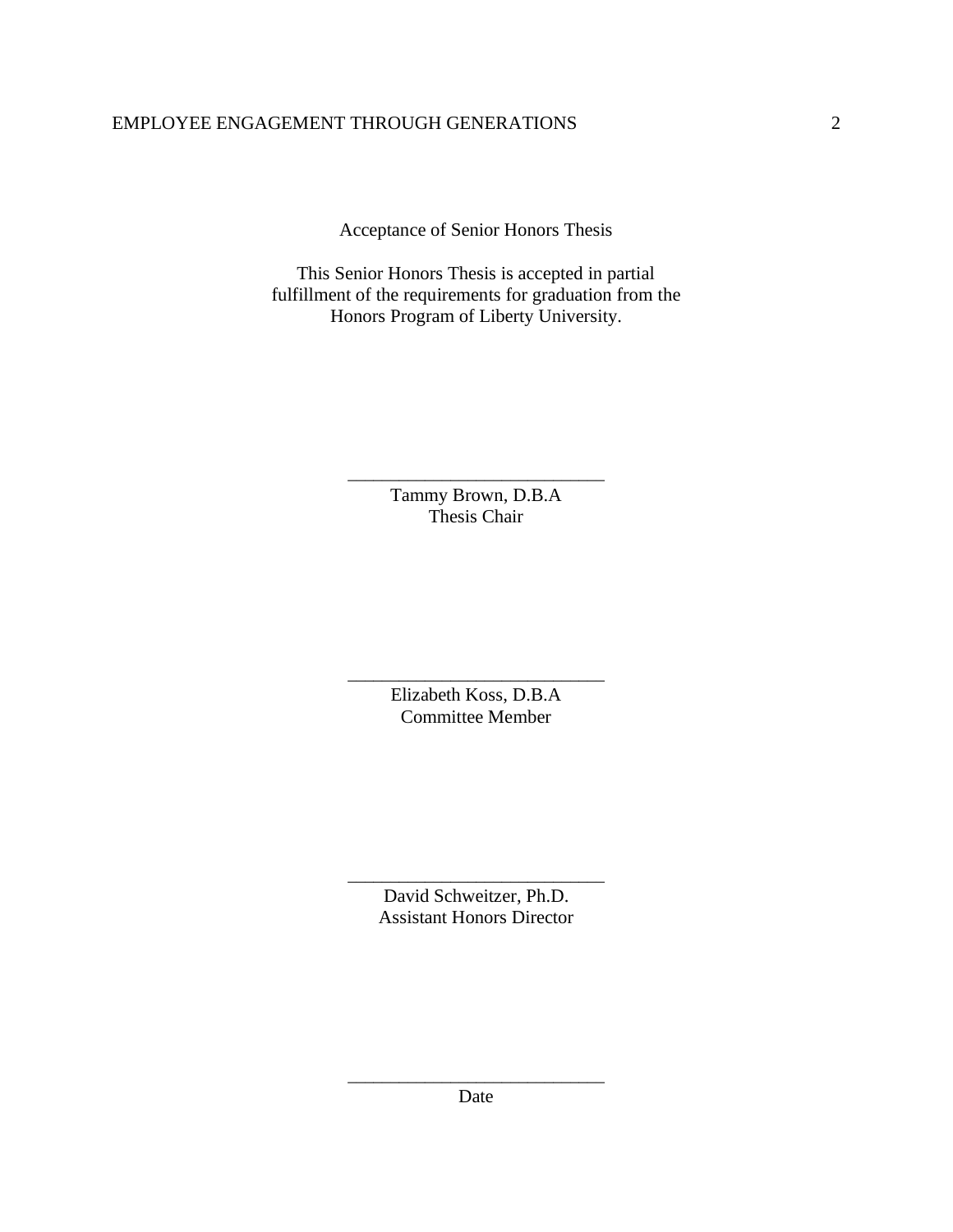Acceptance of Senior Honors Thesis

This Senior Honors Thesis is accepted in partial fulfillment of the requirements for graduation from the Honors Program of Liberty University.

______________________________
Tammy Brown, D.B.A
Thesis Chair

______________________________
Elizabeth Koss, D.B.A
Committee Member

______________________________
David Schweitzer, Ph.D.
Assistant Honors Director

______________________________
Date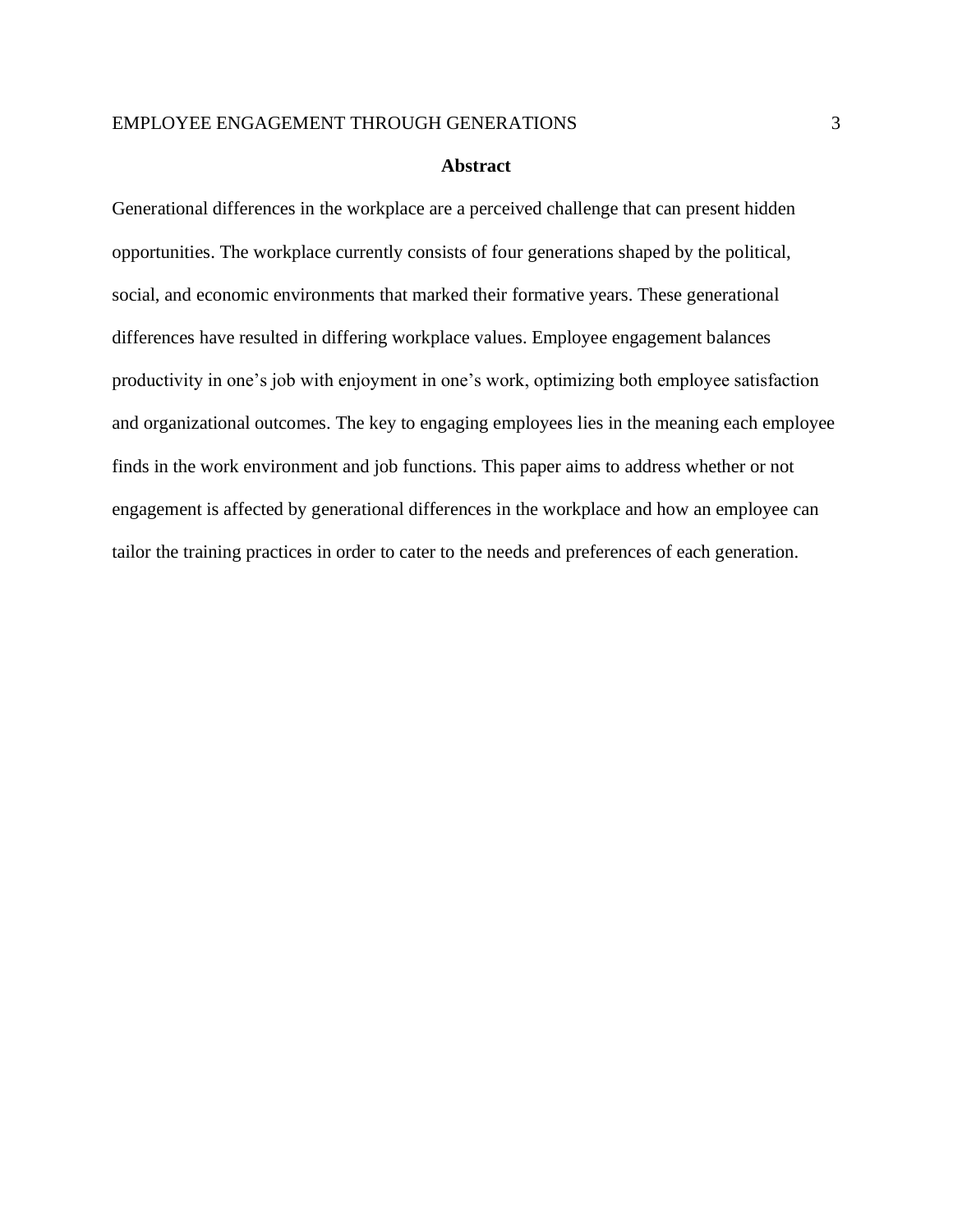## Abstract

Generational differences in the workplace are a perceived challenge that can present hidden opportunities. The workplace currently consists of four generations shaped by the political, social, and economic environments that marked their formative years. These generational differences have resulted in differing workplace values. Employee engagement balances productivity in one's job with enjoyment in one's work, optimizing both employee satisfaction and organizational outcomes. The key to engaging employees lies in the meaning each employee finds in the work environment and job functions. This paper aims to address whether or not engagement is affected by generational differences in the workplace and how an employee can tailor the training practices in order to cater to the needs and preferences of each generation.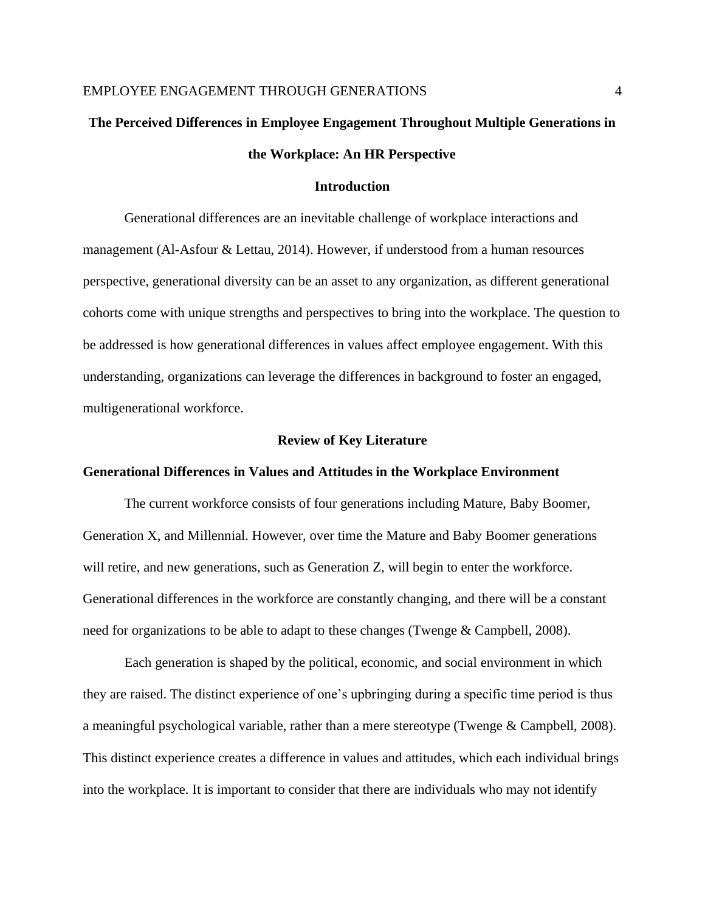# The Perceived Differences in Employee Engagement Throughout Multiple Generations in the Workplace: An HR Perspective

## Introduction

Generational differences are an inevitable challenge of workplace interactions and management (Al-Asfour & Lettau, 2014). However, if understood from a human resources perspective, generational diversity can be an asset to any organization, as different generational cohorts come with unique strengths and perspectives to bring into the workplace. The question to be addressed is how generational differences in values affect employee engagement. With this understanding, organizations can leverage the differences in background to foster an engaged, multigenerational workforce.

## Review of Key Literature

### Generational Differences in Values and Attitudes in the Workplace Environment

The current workforce consists of four generations including Mature, Baby Boomer, Generation X, and Millennial. However, over time the Mature and Baby Boomer generations will retire, and new generations, such as Generation Z, will begin to enter the workforce. Generational differences in the workforce are constantly changing, and there will be a constant need for organizations to be able to adapt to these changes (Twenge & Campbell, 2008).

Each generation is shaped by the political, economic, and social environment in which they are raised. The distinct experience of one's upbringing during a specific time period is thus a meaningful psychological variable, rather than a mere stereotype (Twenge & Campbell, 2008). This distinct experience creates a difference in values and attitudes, which each individual brings into the workplace. It is important to consider that there are individuals who may not identify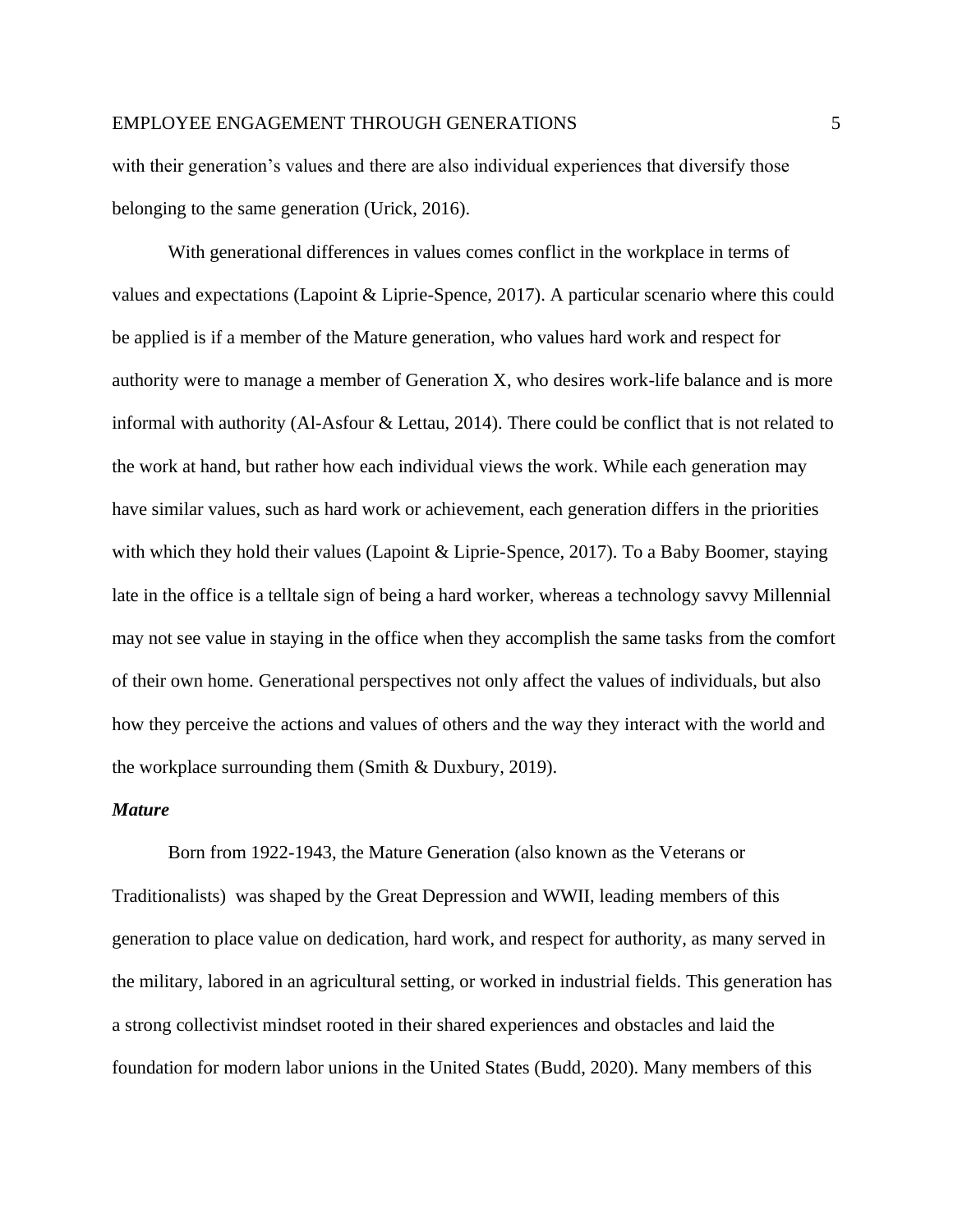with their generation's values and there are also individual experiences that diversify those belonging to the same generation (Urick, 2016).

With generational differences in values comes conflict in the workplace in terms of values and expectations (Lapoint & Liprie-Spence, 2017). A particular scenario where this could be applied is if a member of the Mature generation, who values hard work and respect for authority were to manage a member of Generation X, who desires work-life balance and is more informal with authority (Al-Asfour & Lettau, 2014). There could be conflict that is not related to the work at hand, but rather how each individual views the work. While each generation may have similar values, such as hard work or achievement, each generation differs in the priorities with which they hold their values (Lapoint & Liprie-Spence, 2017). To a Baby Boomer, staying late in the office is a telltale sign of being a hard worker, whereas a technology savvy Millennial may not see value in staying in the office when they accomplish the same tasks from the comfort of their own home. Generational perspectives not only affect the values of individuals, but also how they perceive the actions and values of others and the way they interact with the world and the workplace surrounding them (Smith & Duxbury, 2019).

### ***Mature***

Born from 1922-1943, the Mature Generation (also known as the Veterans or Traditionalists) was shaped by the Great Depression and WWII, leading members of this generation to place value on dedication, hard work, and respect for authority, as many served in the military, labored in an agricultural setting, or worked in industrial fields. This generation has a strong collectivist mindset rooted in their shared experiences and obstacles and laid the foundation for modern labor unions in the United States (Budd, 2020). Many members of this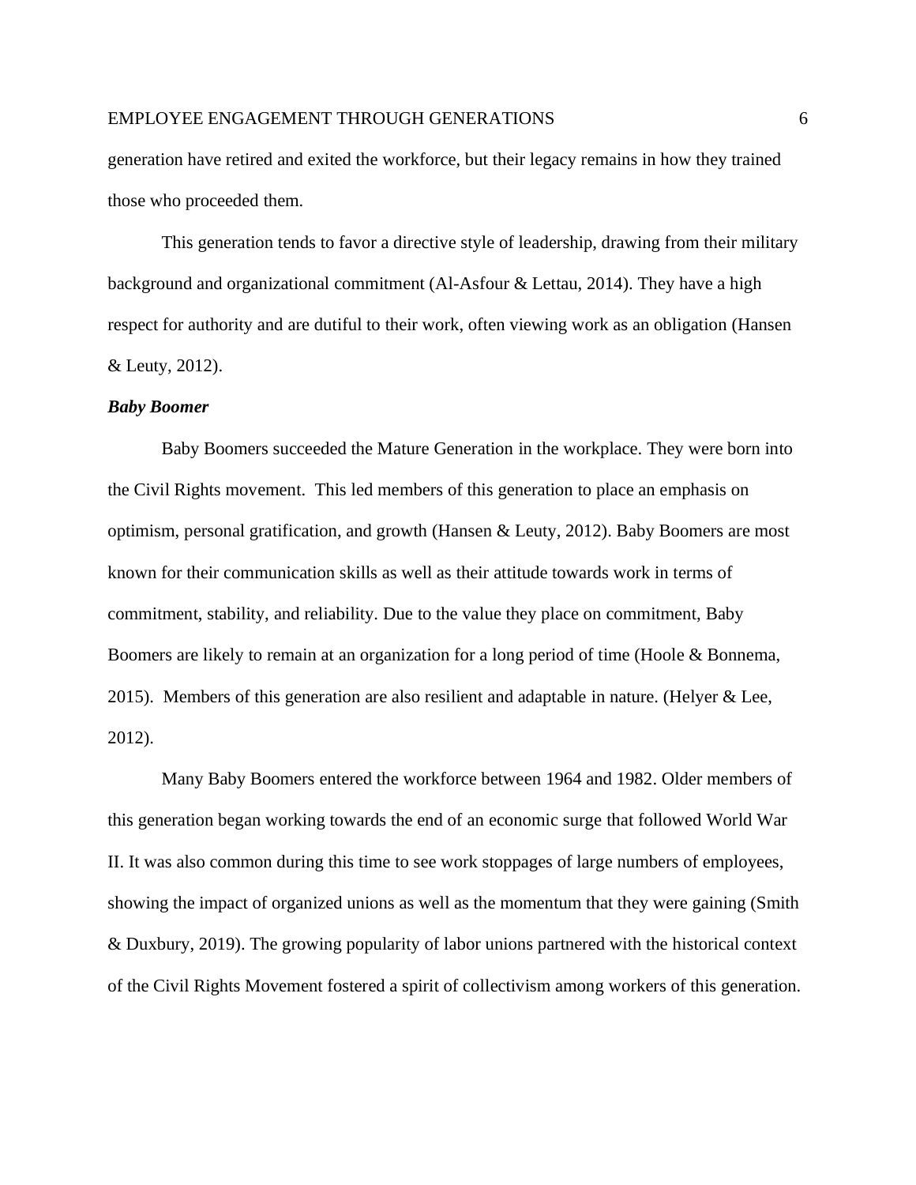generation have retired and exited the workforce, but their legacy remains in how they trained those who proceeded them.

This generation tends to favor a directive style of leadership, drawing from their military background and organizational commitment (Al-Asfour & Lettau, 2014). They have a high respect for authority and are dutiful to their work, often viewing work as an obligation (Hansen & Leuty, 2012).

### ***Baby Boomer***

Baby Boomers succeeded the Mature Generation in the workplace. They were born into the Civil Rights movement. This led members of this generation to place an emphasis on optimism, personal gratification, and growth (Hansen & Leuty, 2012). Baby Boomers are most known for their communication skills as well as their attitude towards work in terms of commitment, stability, and reliability. Due to the value they place on commitment, Baby Boomers are likely to remain at an organization for a long period of time (Hoole & Bonnema, 2015). Members of this generation are also resilient and adaptable in nature. (Helyer & Lee, 2012).

Many Baby Boomers entered the workforce between 1964 and 1982. Older members of this generation began working towards the end of an economic surge that followed World War II. It was also common during this time to see work stoppages of large numbers of employees, showing the impact of organized unions as well as the momentum that they were gaining (Smith & Duxbury, 2019). The growing popularity of labor unions partnered with the historical context of the Civil Rights Movement fostered a spirit of collectivism among workers of this generation.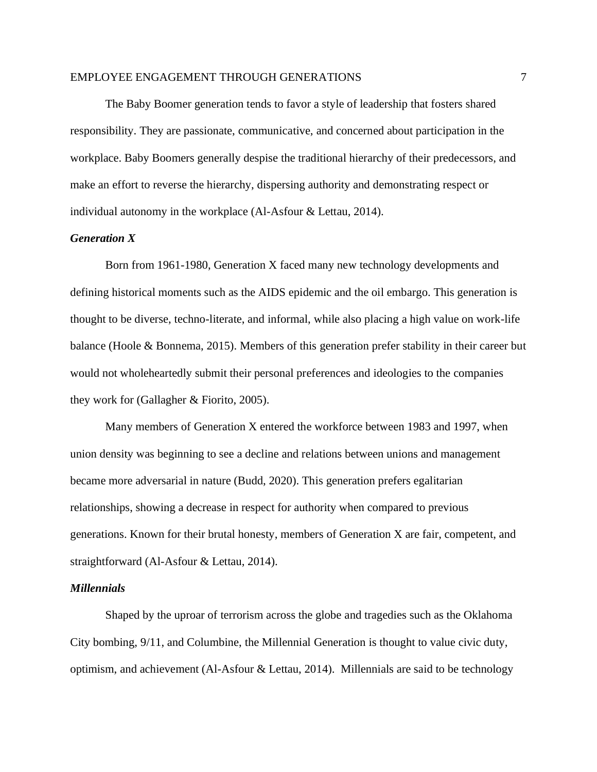The Baby Boomer generation tends to favor a style of leadership that fosters shared responsibility. They are passionate, communicative, and concerned about participation in the workplace. Baby Boomers generally despise the traditional hierarchy of their predecessors, and make an effort to reverse the hierarchy, dispersing authority and demonstrating respect or individual autonomy in the workplace (Al-Asfour & Lettau, 2014).

### *Generation X*

Born from 1961-1980, Generation X faced many new technology developments and defining historical moments such as the AIDS epidemic and the oil embargo. This generation is thought to be diverse, techno-literate, and informal, while also placing a high value on work-life balance (Hoole & Bonnema, 2015). Members of this generation prefer stability in their career but would not wholeheartedly submit their personal preferences and ideologies to the companies they work for (Gallagher & Fiorito, 2005).

Many members of Generation X entered the workforce between 1983 and 1997, when union density was beginning to see a decline and relations between unions and management became more adversarial in nature (Budd, 2020). This generation prefers egalitarian relationships, showing a decrease in respect for authority when compared to previous generations. Known for their brutal honesty, members of Generation X are fair, competent, and straightforward (Al-Asfour & Lettau, 2014).

### *Millennials*

Shaped by the uproar of terrorism across the globe and tragedies such as the Oklahoma City bombing, 9/11, and Columbine, the Millennial Generation is thought to value civic duty, optimism, and achievement (Al-Asfour & Lettau, 2014). Millennials are said to be technology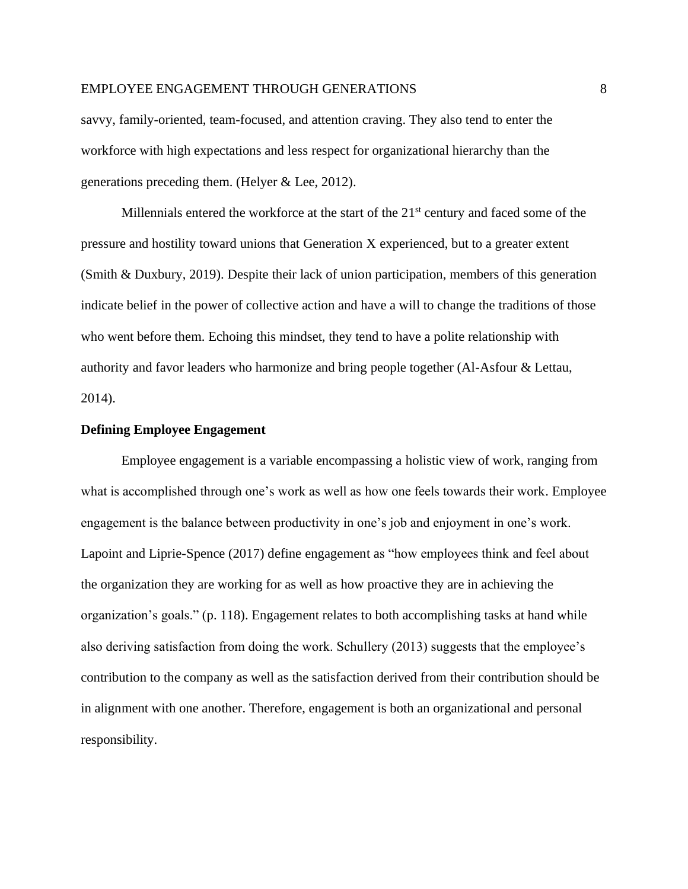savvy, family-oriented, team-focused, and attention craving. They also tend to enter the workforce with high expectations and less respect for organizational hierarchy than the generations preceding them. (Helyer & Lee, 2012).

Millennials entered the workforce at the start of the 21st century and faced some of the pressure and hostility toward unions that Generation X experienced, but to a greater extent (Smith & Duxbury, 2019). Despite their lack of union participation, members of this generation indicate belief in the power of collective action and have a will to change the traditions of those who went before them. Echoing this mindset, they tend to have a polite relationship with authority and favor leaders who harmonize and bring people together (Al-Asfour & Lettau, 2014).

**Defining Employee Engagement**

Employee engagement is a variable encompassing a holistic view of work, ranging from what is accomplished through one's work as well as how one feels towards their work. Employee engagement is the balance between productivity in one's job and enjoyment in one's work. Lapoint and Liprie-Spence (2017) define engagement as "how employees think and feel about the organization they are working for as well as how proactive they are in achieving the organization's goals." (p. 118). Engagement relates to both accomplishing tasks at hand while also deriving satisfaction from doing the work. Schullery (2013) suggests that the employee's contribution to the company as well as the satisfaction derived from their contribution should be in alignment with one another. Therefore, engagement is both an organizational and personal responsibility.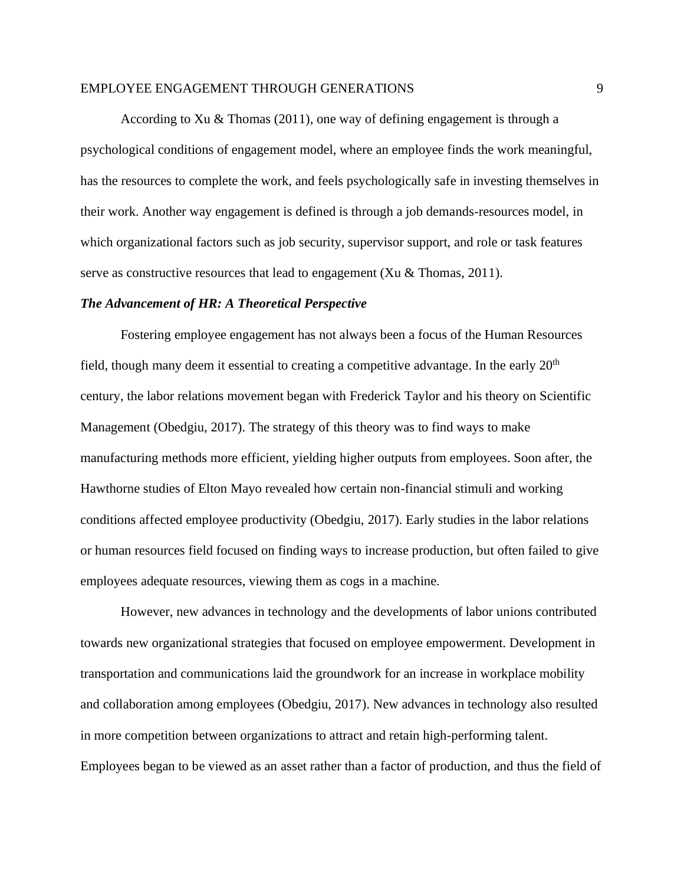According to Xu & Thomas (2011), one way of defining engagement is through a psychological conditions of engagement model, where an employee finds the work meaningful, has the resources to complete the work, and feels psychologically safe in investing themselves in their work. Another way engagement is defined is through a job demands-resources model, in which organizational factors such as job security, supervisor support, and role or task features serve as constructive resources that lead to engagement (Xu & Thomas, 2011).

### ***The Advancement of HR: A Theoretical Perspective***

Fostering employee engagement has not always been a focus of the Human Resources field, though many deem it essential to creating a competitive advantage. In the early 20th century, the labor relations movement began with Frederick Taylor and his theory on Scientific Management (Obedgiu, 2017). The strategy of this theory was to find ways to make manufacturing methods more efficient, yielding higher outputs from employees. Soon after, the Hawthorne studies of Elton Mayo revealed how certain non-financial stimuli and working conditions affected employee productivity (Obedgiu, 2017). Early studies in the labor relations or human resources field focused on finding ways to increase production, but often failed to give employees adequate resources, viewing them as cogs in a machine.

However, new advances in technology and the developments of labor unions contributed towards new organizational strategies that focused on employee empowerment. Development in transportation and communications laid the groundwork for an increase in workplace mobility and collaboration among employees (Obedgiu, 2017). New advances in technology also resulted in more competition between organizations to attract and retain high-performing talent. Employees began to be viewed as an asset rather than a factor of production, and thus the field of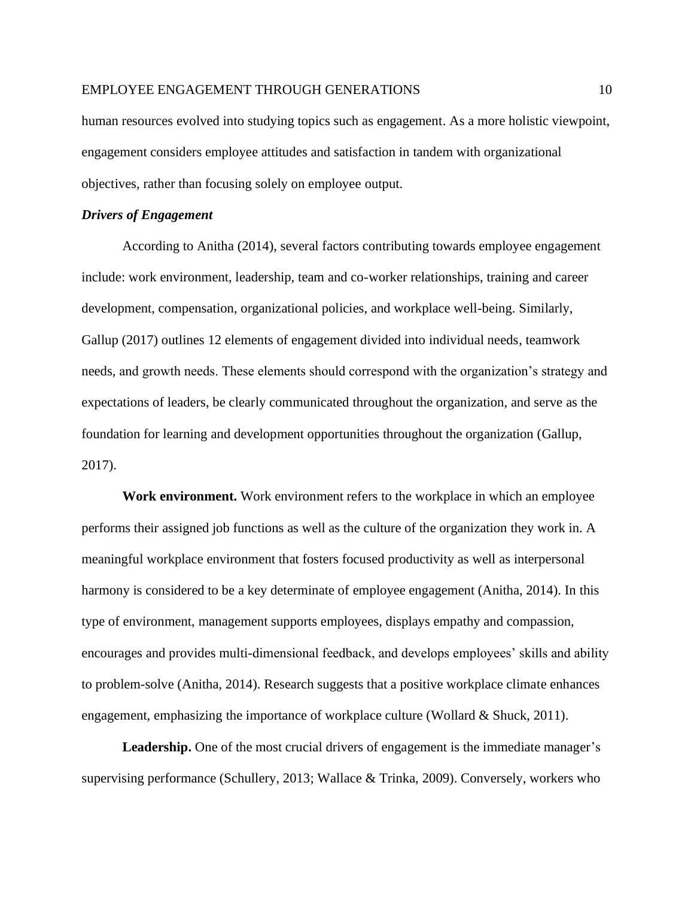human resources evolved into studying topics such as engagement. As a more holistic viewpoint, engagement considers employee attitudes and satisfaction in tandem with organizational objectives, rather than focusing solely on employee output.

### *Drivers of Engagement*

According to Anitha (2014), several factors contributing towards employee engagement include: work environment, leadership, team and co-worker relationships, training and career development, compensation, organizational policies, and workplace well-being. Similarly, Gallup (2017) outlines 12 elements of engagement divided into individual needs, teamwork needs, and growth needs. These elements should correspond with the organization's strategy and expectations of leaders, be clearly communicated throughout the organization, and serve as the foundation for learning and development opportunities throughout the organization (Gallup, 2017).

**Work environment.** Work environment refers to the workplace in which an employee performs their assigned job functions as well as the culture of the organization they work in. A meaningful workplace environment that fosters focused productivity as well as interpersonal harmony is considered to be a key determinate of employee engagement (Anitha, 2014). In this type of environment, management supports employees, displays empathy and compassion, encourages and provides multi-dimensional feedback, and develops employees' skills and ability to problem-solve (Anitha, 2014). Research suggests that a positive workplace climate enhances engagement, emphasizing the importance of workplace culture (Wollard & Shuck, 2011).

**Leadership.** One of the most crucial drivers of engagement is the immediate manager's supervising performance (Schullery, 2013; Wallace & Trinka, 2009). Conversely, workers who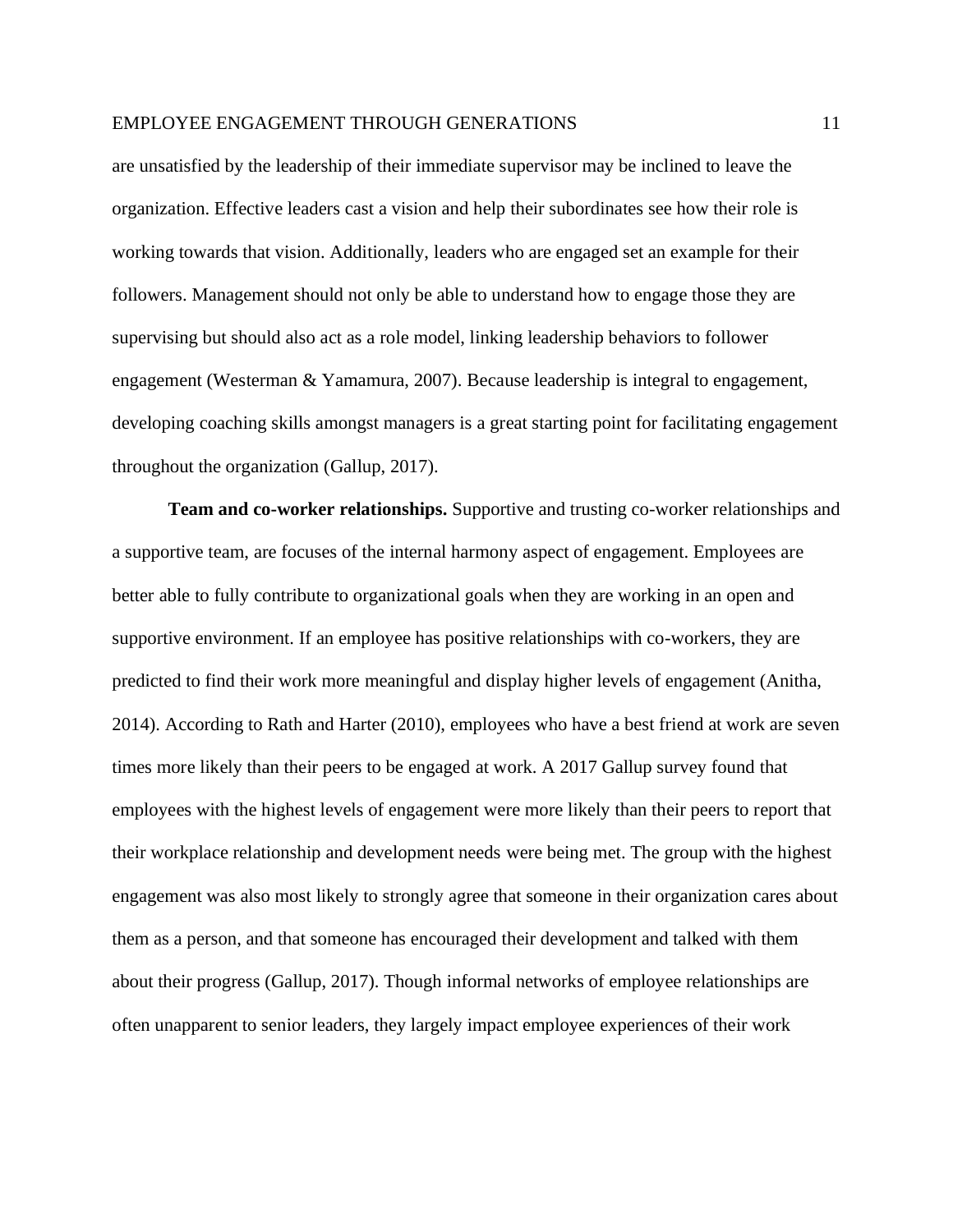are unsatisfied by the leadership of their immediate supervisor may be inclined to leave the organization. Effective leaders cast a vision and help their subordinates see how their role is working towards that vision. Additionally, leaders who are engaged set an example for their followers. Management should not only be able to understand how to engage those they are supervising but should also act as a role model, linking leadership behaviors to follower engagement (Westerman & Yamamura, 2007). Because leadership is integral to engagement, developing coaching skills amongst managers is a great starting point for facilitating engagement throughout the organization (Gallup, 2017).

**Team and co-worker relationships.** Supportive and trusting co-worker relationships and a supportive team, are focuses of the internal harmony aspect of engagement. Employees are better able to fully contribute to organizational goals when they are working in an open and supportive environment. If an employee has positive relationships with co-workers, they are predicted to find their work more meaningful and display higher levels of engagement (Anitha, 2014). According to Rath and Harter (2010), employees who have a best friend at work are seven times more likely than their peers to be engaged at work. A 2017 Gallup survey found that employees with the highest levels of engagement were more likely than their peers to report that their workplace relationship and development needs were being met. The group with the highest engagement was also most likely to strongly agree that someone in their organization cares about them as a person, and that someone has encouraged their development and talked with them about their progress (Gallup, 2017). Though informal networks of employee relationships are often unapparent to senior leaders, they largely impact employee experiences of their work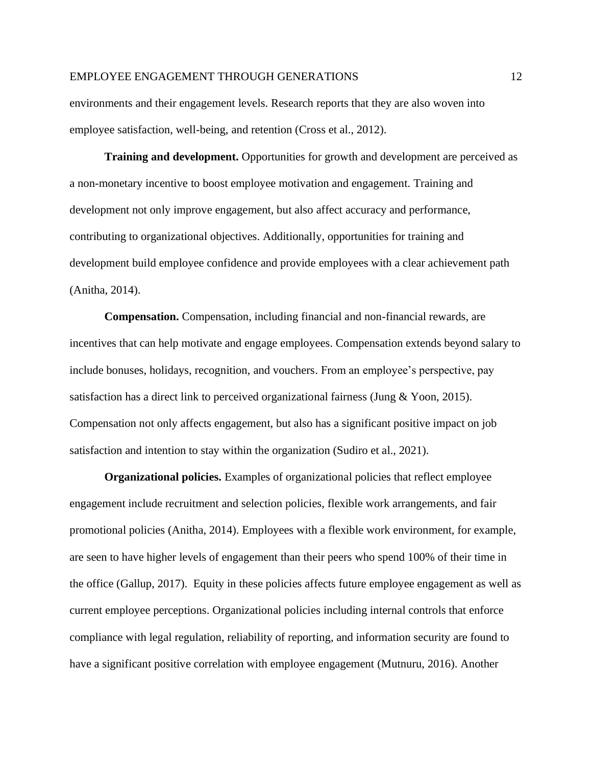environments and their engagement levels. Research reports that they are also woven into employee satisfaction, well-being, and retention (Cross et al., 2012).

**Training and development.** Opportunities for growth and development are perceived as a non-monetary incentive to boost employee motivation and engagement. Training and development not only improve engagement, but also affect accuracy and performance, contributing to organizational objectives. Additionally, opportunities for training and development build employee confidence and provide employees with a clear achievement path (Anitha, 2014).

**Compensation.** Compensation, including financial and non-financial rewards, are incentives that can help motivate and engage employees. Compensation extends beyond salary to include bonuses, holidays, recognition, and vouchers. From an employee's perspective, pay satisfaction has a direct link to perceived organizational fairness (Jung & Yoon, 2015). Compensation not only affects engagement, but also has a significant positive impact on job satisfaction and intention to stay within the organization (Sudiro et al., 2021).

**Organizational policies.** Examples of organizational policies that reflect employee engagement include recruitment and selection policies, flexible work arrangements, and fair promotional policies (Anitha, 2014). Employees with a flexible work environment, for example, are seen to have higher levels of engagement than their peers who spend 100% of their time in the office (Gallup, 2017). Equity in these policies affects future employee engagement as well as current employee perceptions. Organizational policies including internal controls that enforce compliance with legal regulation, reliability of reporting, and information security are found to have a significant positive correlation with employee engagement (Mutnuru, 2016). Another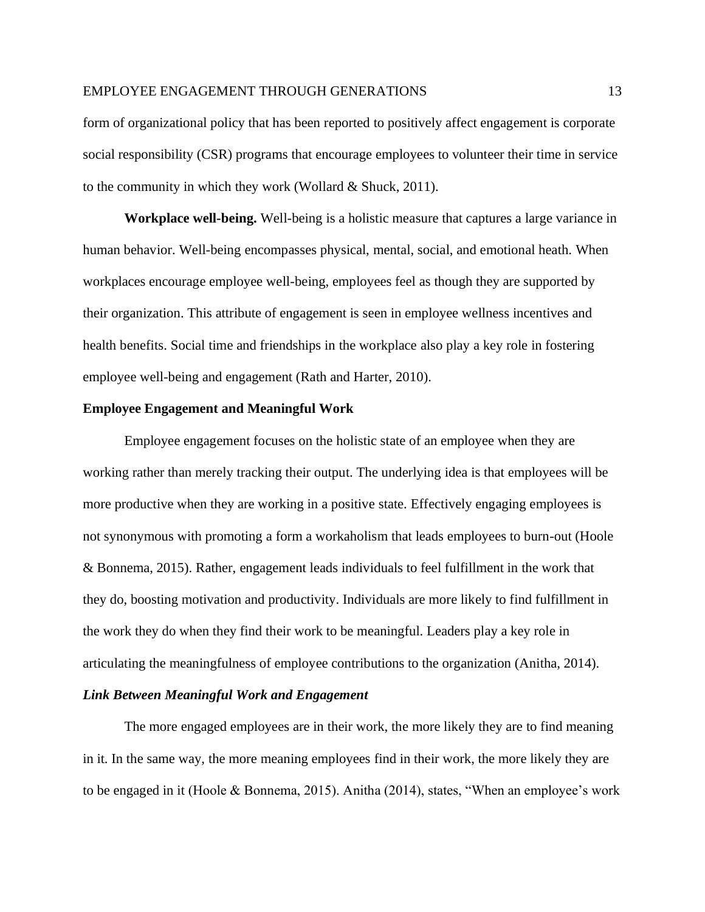form of organizational policy that has been reported to positively affect engagement is corporate social responsibility (CSR) programs that encourage employees to volunteer their time in service to the community in which they work (Wollard & Shuck, 2011).

**Workplace well-being.** Well-being is a holistic measure that captures a large variance in human behavior. Well-being encompasses physical, mental, social, and emotional heath. When workplaces encourage employee well-being, employees feel as though they are supported by their organization. This attribute of engagement is seen in employee wellness incentives and health benefits. Social time and friendships in the workplace also play a key role in fostering employee well-being and engagement (Rath and Harter, 2010).

## Employee Engagement and Meaningful Work

Employee engagement focuses on the holistic state of an employee when they are working rather than merely tracking their output. The underlying idea is that employees will be more productive when they are working in a positive state. Effectively engaging employees is not synonymous with promoting a form a workaholism that leads employees to burn-out (Hoole & Bonnema, 2015). Rather, engagement leads individuals to feel fulfillment in the work that they do, boosting motivation and productivity. Individuals are more likely to find fulfillment in the work they do when they find their work to be meaningful. Leaders play a key role in articulating the meaningfulness of employee contributions to the organization (Anitha, 2014).

### *Link Between Meaningful Work and Engagement*

The more engaged employees are in their work, the more likely they are to find meaning in it. In the same way, the more meaning employees find in their work, the more likely they are to be engaged in it (Hoole & Bonnema, 2015). Anitha (2014), states, "When an employee's work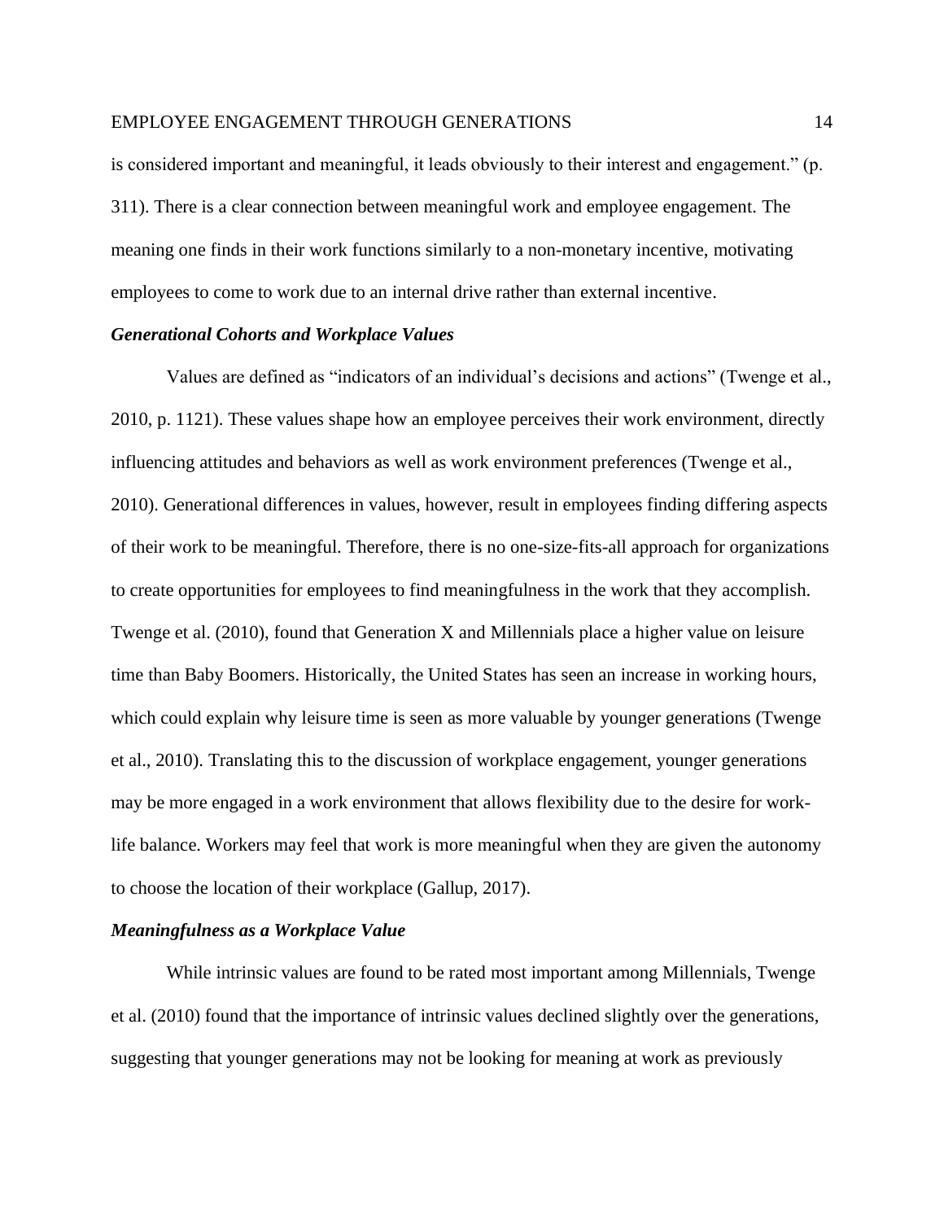is considered important and meaningful, it leads obviously to their interest and engagement." (p. 311). There is a clear connection between meaningful work and employee engagement. The meaning one finds in their work functions similarly to a non-monetary incentive, motivating employees to come to work due to an internal drive rather than external incentive.

### *Generational Cohorts and Workplace Values*

Values are defined as "indicators of an individual's decisions and actions" (Twenge et al., 2010, p. 1121). These values shape how an employee perceives their work environment, directly influencing attitudes and behaviors as well as work environment preferences (Twenge et al., 2010). Generational differences in values, however, result in employees finding differing aspects of their work to be meaningful. Therefore, there is no one-size-fits-all approach for organizations to create opportunities for employees to find meaningfulness in the work that they accomplish. Twenge et al. (2010), found that Generation X and Millennials place a higher value on leisure time than Baby Boomers. Historically, the United States has seen an increase in working hours, which could explain why leisure time is seen as more valuable by younger generations (Twenge et al., 2010). Translating this to the discussion of workplace engagement, younger generations may be more engaged in a work environment that allows flexibility due to the desire for work-life balance. Workers may feel that work is more meaningful when they are given the autonomy to choose the location of their workplace (Gallup, 2017).

### *Meaningfulness as a Workplace Value*

While intrinsic values are found to be rated most important among Millennials, Twenge et al. (2010) found that the importance of intrinsic values declined slightly over the generations, suggesting that younger generations may not be looking for meaning at work as previously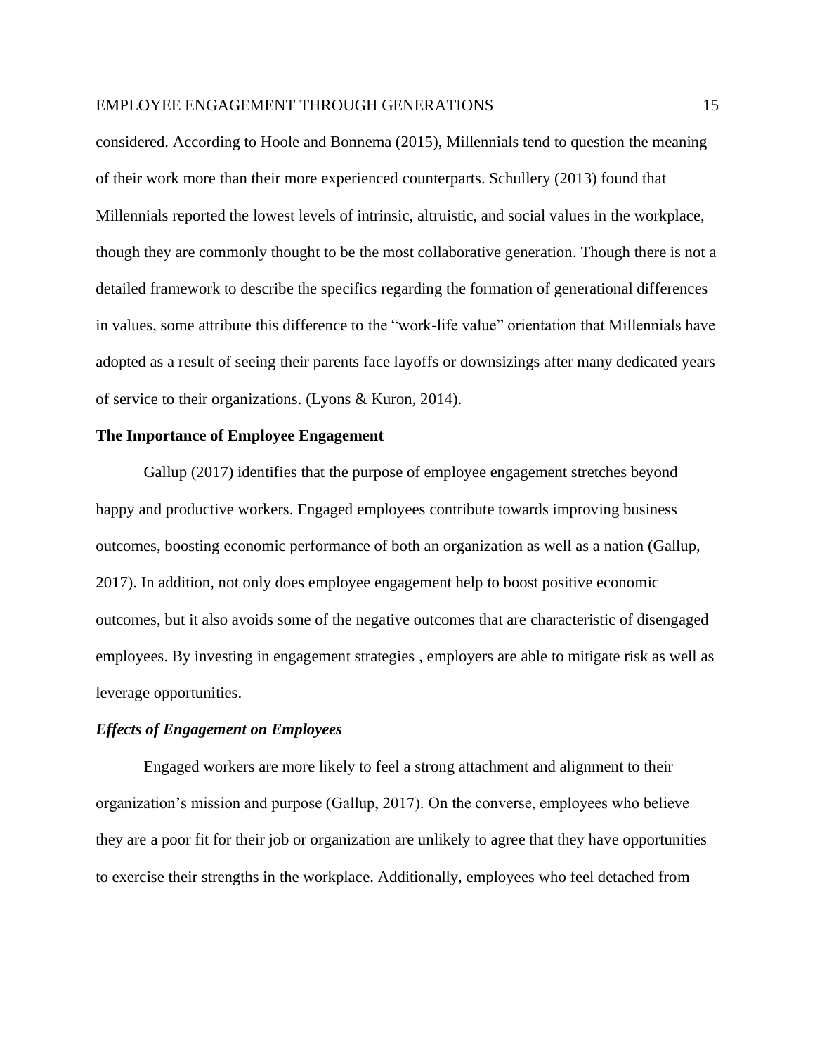considered. According to Hoole and Bonnema (2015), Millennials tend to question the meaning of their work more than their more experienced counterparts. Schullery (2013) found that Millennials reported the lowest levels of intrinsic, altruistic, and social values in the workplace, though they are commonly thought to be the most collaborative generation. Though there is not a detailed framework to describe the specifics regarding the formation of generational differences in values, some attribute this difference to the "work-life value" orientation that Millennials have adopted as a result of seeing their parents face layoffs or downsizings after many dedicated years of service to their organizations. (Lyons & Kuron, 2014).

## The Importance of Employee Engagement

Gallup (2017) identifies that the purpose of employee engagement stretches beyond happy and productive workers. Engaged employees contribute towards improving business outcomes, boosting economic performance of both an organization as well as a nation (Gallup, 2017). In addition, not only does employee engagement help to boost positive economic outcomes, but it also avoids some of the negative outcomes that are characteristic of disengaged employees. By investing in engagement strategies , employers are able to mitigate risk as well as leverage opportunities.

### *Effects of Engagement on Employees*

Engaged workers are more likely to feel a strong attachment and alignment to their organization's mission and purpose (Gallup, 2017). On the converse, employees who believe they are a poor fit for their job or organization are unlikely to agree that they have opportunities to exercise their strengths in the workplace. Additionally, employees who feel detached from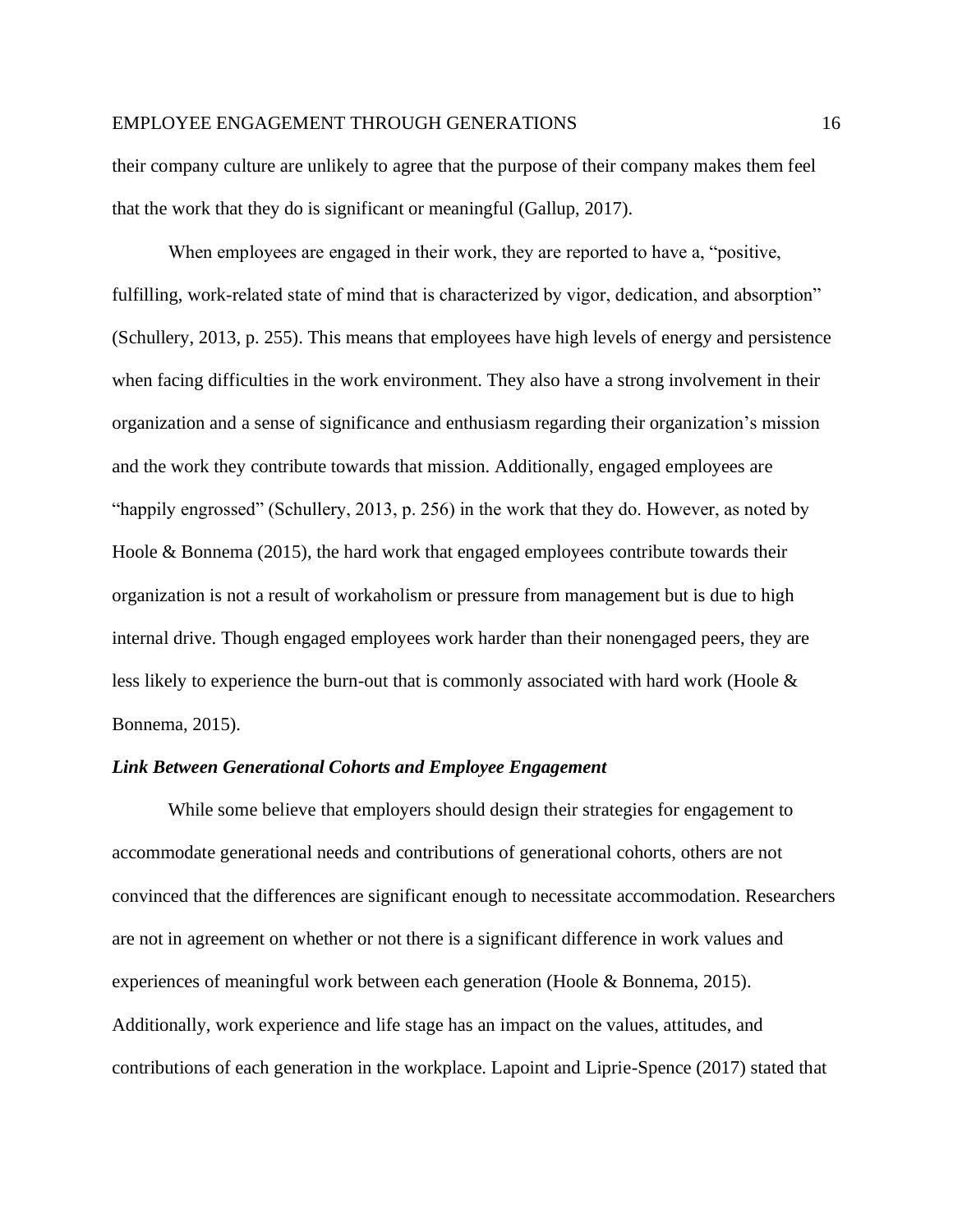their company culture are unlikely to agree that the purpose of their company makes them feel that the work that they do is significant or meaningful (Gallup, 2017).

When employees are engaged in their work, they are reported to have a, "positive, fulfilling, work-related state of mind that is characterized by vigor, dedication, and absorption" (Schullery, 2013, p. 255). This means that employees have high levels of energy and persistence when facing difficulties in the work environment. They also have a strong involvement in their organization and a sense of significance and enthusiasm regarding their organization's mission and the work they contribute towards that mission. Additionally, engaged employees are "happily engrossed" (Schullery, 2013, p. 256) in the work that they do. However, as noted by Hoole & Bonnema (2015), the hard work that engaged employees contribute towards their organization is not a result of workaholism or pressure from management but is due to high internal drive. Though engaged employees work harder than their nonengaged peers, they are less likely to experience the burn-out that is commonly associated with hard work (Hoole & Bonnema, 2015).

### ***Link Between Generational Cohorts and Employee Engagement***

While some believe that employers should design their strategies for engagement to accommodate generational needs and contributions of generational cohorts, others are not convinced that the differences are significant enough to necessitate accommodation. Researchers are not in agreement on whether or not there is a significant difference in work values and experiences of meaningful work between each generation (Hoole & Bonnema, 2015). Additionally, work experience and life stage has an impact on the values, attitudes, and contributions of each generation in the workplace. Lapoint and Liprie-Spence (2017) stated that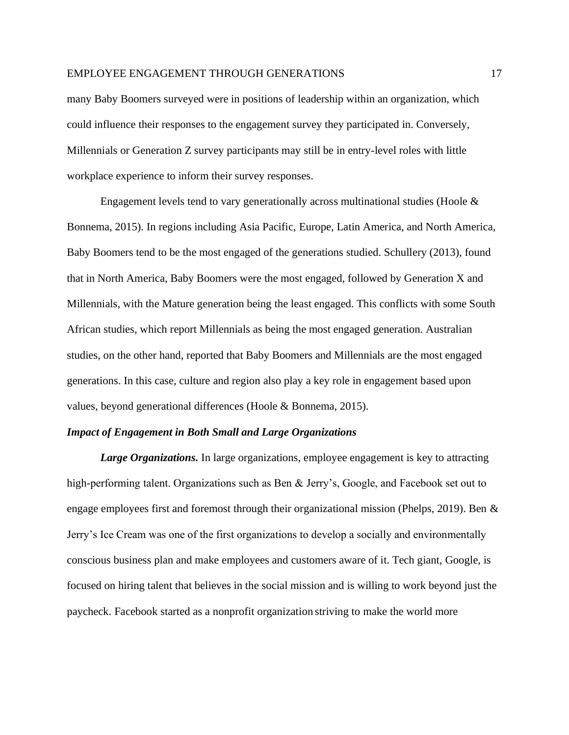many Baby Boomers surveyed were in positions of leadership within an organization, which could influence their responses to the engagement survey they participated in. Conversely, Millennials or Generation Z survey participants may still be in entry-level roles with little workplace experience to inform their survey responses.

Engagement levels tend to vary generationally across multinational studies (Hoole & Bonnema, 2015). In regions including Asia Pacific, Europe, Latin America, and North America, Baby Boomers tend to be the most engaged of the generations studied. Schullery (2013), found that in North America, Baby Boomers were the most engaged, followed by Generation X and Millennials, with the Mature generation being the least engaged. This conflicts with some South African studies, which report Millennials as being the most engaged generation. Australian studies, on the other hand, reported that Baby Boomers and Millennials are the most engaged generations. In this case, culture and region also play a key role in engagement based upon values, beyond generational differences (Hoole & Bonnema, 2015).

### *Impact of Engagement in Both Small and Large Organizations*

***Large Organizations.*** In large organizations, employee engagement is key to attracting high-performing talent. Organizations such as Ben & Jerry's, Google, and Facebook set out to engage employees first and foremost through their organizational mission (Phelps, 2019). Ben & Jerry's Ice Cream was one of the first organizations to develop a socially and environmentally conscious business plan and make employees and customers aware of it. Tech giant, Google, is focused on hiring talent that believes in the social mission and is willing to work beyond just the paycheck. Facebook started as a nonprofit organization striving to make the world more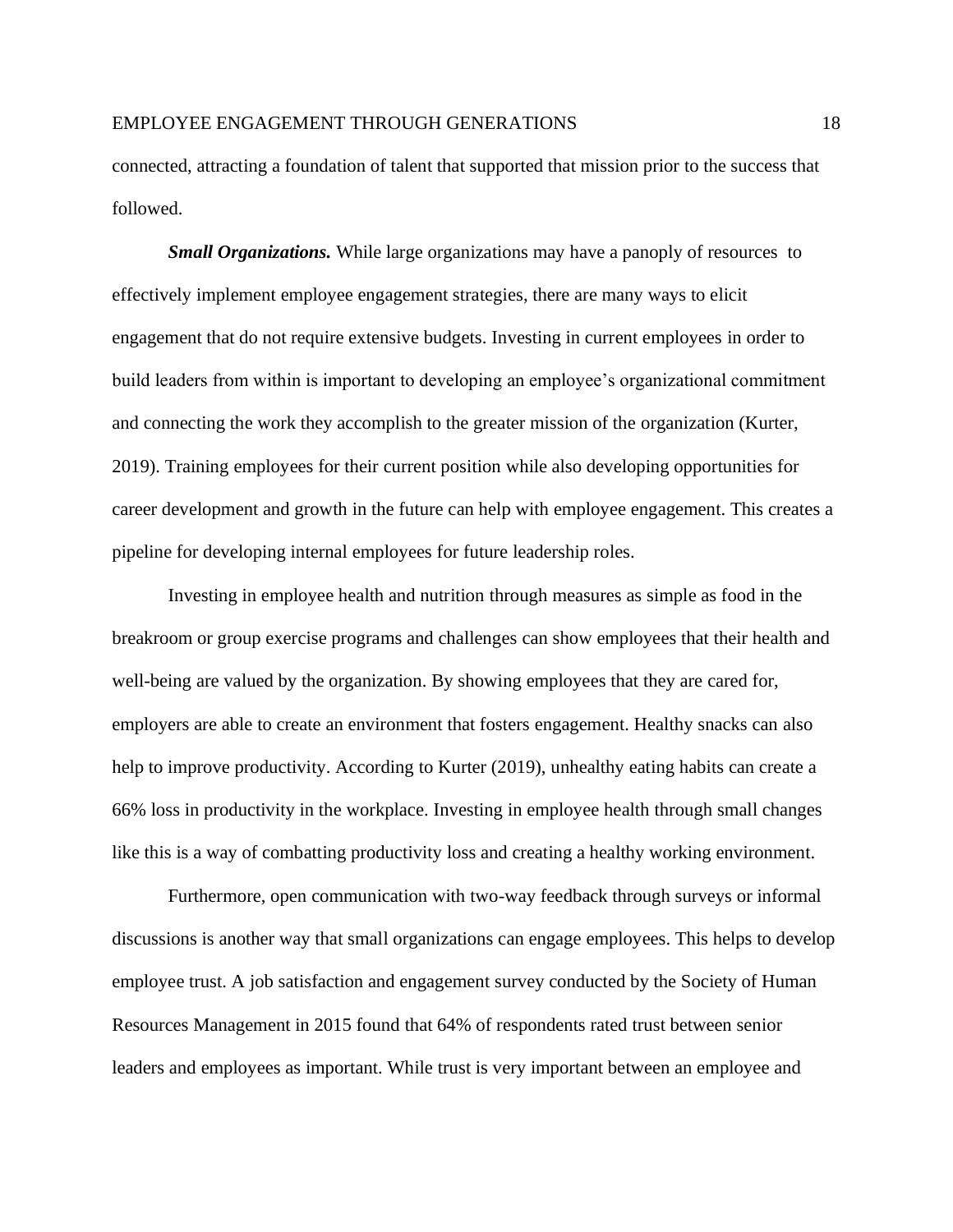connected, attracting a foundation of talent that supported that mission prior to the success that followed.

***Small Organizations.*** While large organizations may have a panoply of resources to effectively implement employee engagement strategies, there are many ways to elicit engagement that do not require extensive budgets. Investing in current employees in order to build leaders from within is important to developing an employee's organizational commitment and connecting the work they accomplish to the greater mission of the organization (Kurter, 2019). Training employees for their current position while also developing opportunities for career development and growth in the future can help with employee engagement. This creates a pipeline for developing internal employees for future leadership roles.

Investing in employee health and nutrition through measures as simple as food in the breakroom or group exercise programs and challenges can show employees that their health and well-being are valued by the organization. By showing employees that they are cared for, employers are able to create an environment that fosters engagement. Healthy snacks can also help to improve productivity. According to Kurter (2019), unhealthy eating habits can create a 66% loss in productivity in the workplace. Investing in employee health through small changes like this is a way of combatting productivity loss and creating a healthy working environment.

Furthermore, open communication with two-way feedback through surveys or informal discussions is another way that small organizations can engage employees. This helps to develop employee trust. A job satisfaction and engagement survey conducted by the Society of Human Resources Management in 2015 found that 64% of respondents rated trust between senior leaders and employees as important. While trust is very important between an employee and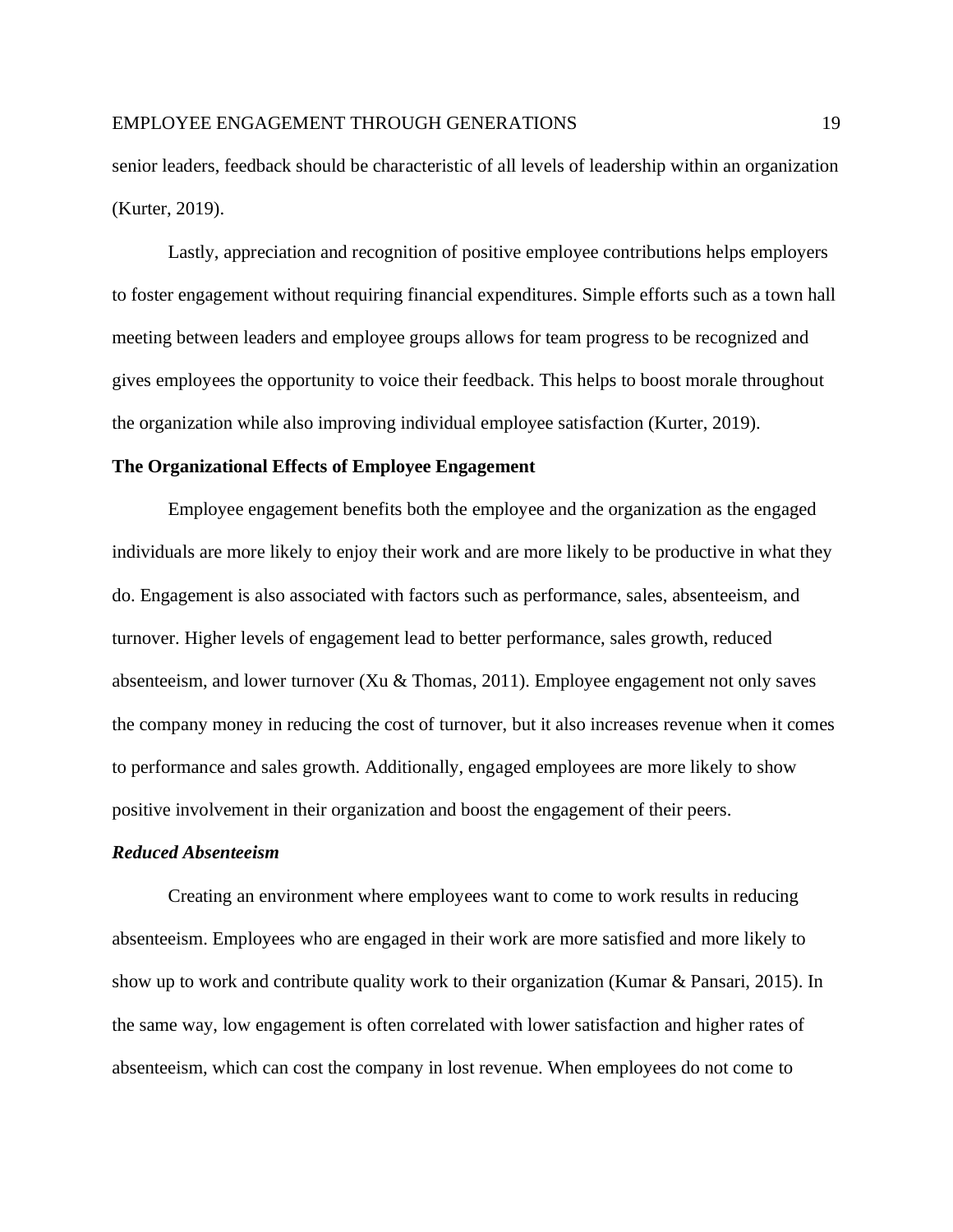senior leaders, feedback should be characteristic of all levels of leadership within an organization (Kurter, 2019).

Lastly, appreciation and recognition of positive employee contributions helps employers to foster engagement without requiring financial expenditures. Simple efforts such as a town hall meeting between leaders and employee groups allows for team progress to be recognized and gives employees the opportunity to voice their feedback. This helps to boost morale throughout the organization while also improving individual employee satisfaction (Kurter, 2019).

## The Organizational Effects of Employee Engagement

Employee engagement benefits both the employee and the organization as the engaged individuals are more likely to enjoy their work and are more likely to be productive in what they do. Engagement is also associated with factors such as performance, sales, absenteeism, and turnover. Higher levels of engagement lead to better performance, sales growth, reduced absenteeism, and lower turnover (Xu & Thomas, 2011). Employee engagement not only saves the company money in reducing the cost of turnover, but it also increases revenue when it comes to performance and sales growth. Additionally, engaged employees are more likely to show positive involvement in their organization and boost the engagement of their peers.

### *Reduced Absenteeism*

Creating an environment where employees want to come to work results in reducing absenteeism. Employees who are engaged in their work are more satisfied and more likely to show up to work and contribute quality work to their organization (Kumar & Pansari, 2015). In the same way, low engagement is often correlated with lower satisfaction and higher rates of absenteeism, which can cost the company in lost revenue. When employees do not come to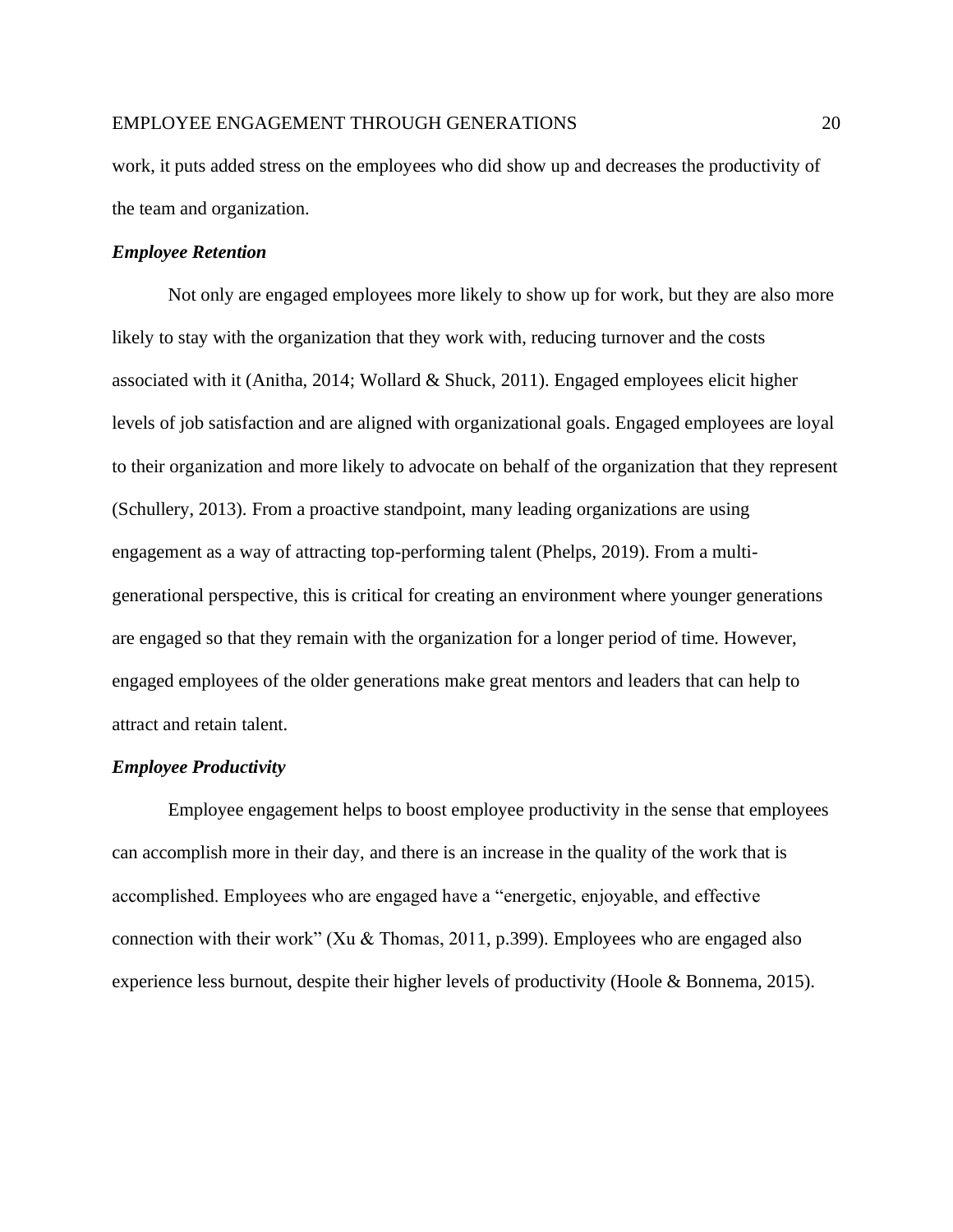work, it puts added stress on the employees who did show up and decreases the productivity of the team and organization.

### *Employee Retention*

Not only are engaged employees more likely to show up for work, but they are also more likely to stay with the organization that they work with, reducing turnover and the costs associated with it (Anitha, 2014; Wollard & Shuck, 2011). Engaged employees elicit higher levels of job satisfaction and are aligned with organizational goals. Engaged employees are loyal to their organization and more likely to advocate on behalf of the organization that they represent (Schullery, 2013). From a proactive standpoint, many leading organizations are using engagement as a way of attracting top-performing talent (Phelps, 2019). From a multi-generational perspective, this is critical for creating an environment where younger generations are engaged so that they remain with the organization for a longer period of time. However, engaged employees of the older generations make great mentors and leaders that can help to attract and retain talent.

### *Employee Productivity*

Employee engagement helps to boost employee productivity in the sense that employees can accomplish more in their day, and there is an increase in the quality of the work that is accomplished. Employees who are engaged have a "energetic, enjoyable, and effective connection with their work" (Xu & Thomas, 2011, p.399). Employees who are engaged also experience less burnout, despite their higher levels of productivity (Hoole & Bonnema, 2015).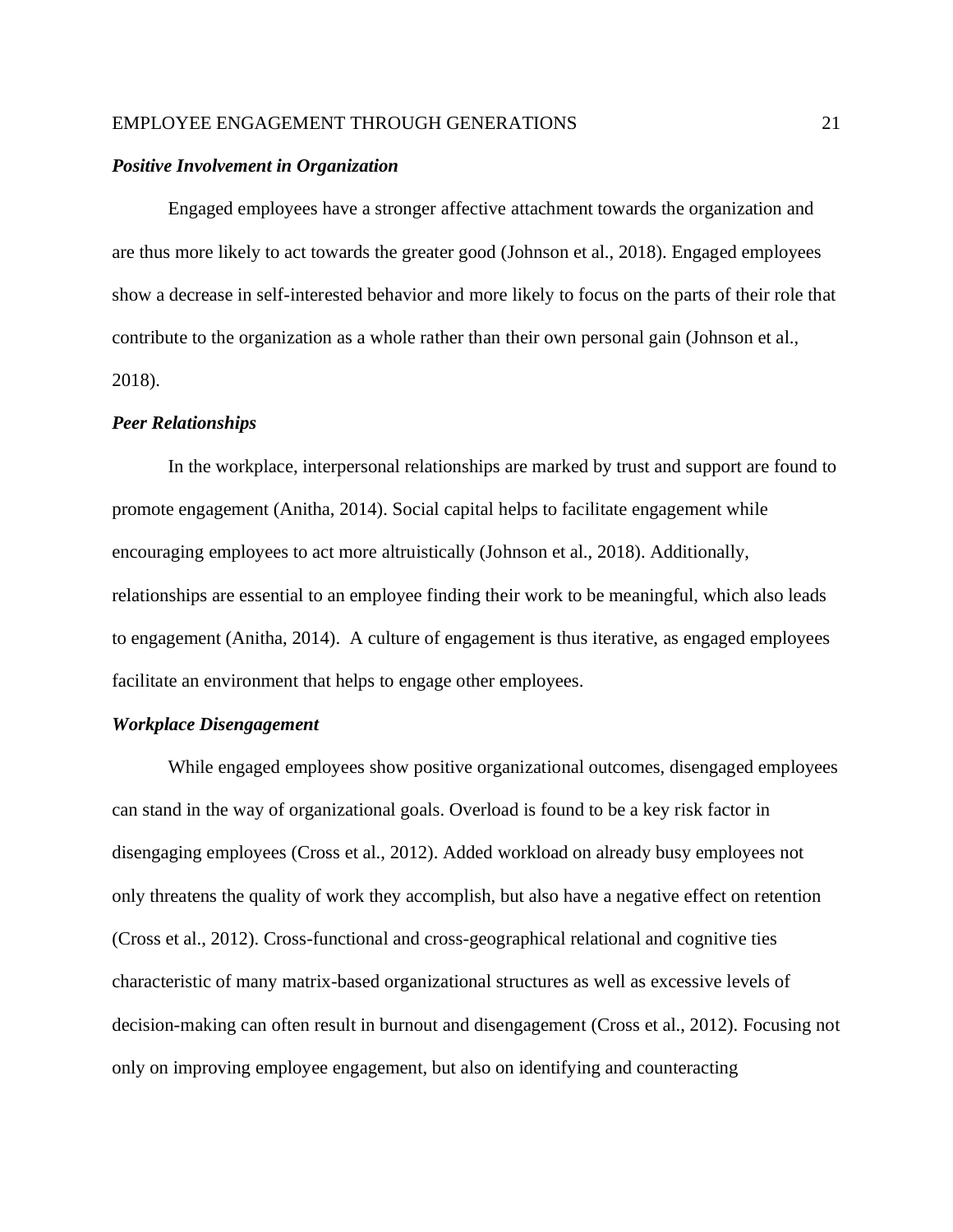### ***Positive Involvement in Organization***

Engaged employees have a stronger affective attachment towards the organization and are thus more likely to act towards the greater good (Johnson et al., 2018). Engaged employees show a decrease in self-interested behavior and more likely to focus on the parts of their role that contribute to the organization as a whole rather than their own personal gain (Johnson et al., 2018).

### ***Peer Relationships***

In the workplace, interpersonal relationships are marked by trust and support are found to promote engagement (Anitha, 2014). Social capital helps to facilitate engagement while encouraging employees to act more altruistically (Johnson et al., 2018). Additionally, relationships are essential to an employee finding their work to be meaningful, which also leads to engagement (Anitha, 2014). A culture of engagement is thus iterative, as engaged employees facilitate an environment that helps to engage other employees.

### ***Workplace Disengagement***

While engaged employees show positive organizational outcomes, disengaged employees can stand in the way of organizational goals. Overload is found to be a key risk factor in disengaging employees (Cross et al., 2012). Added workload on already busy employees not only threatens the quality of work they accomplish, but also have a negative effect on retention (Cross et al., 2012). Cross-functional and cross-geographical relational and cognitive ties characteristic of many matrix-based organizational structures as well as excessive levels of decision-making can often result in burnout and disengagement (Cross et al., 2012). Focusing not only on improving employee engagement, but also on identifying and counteracting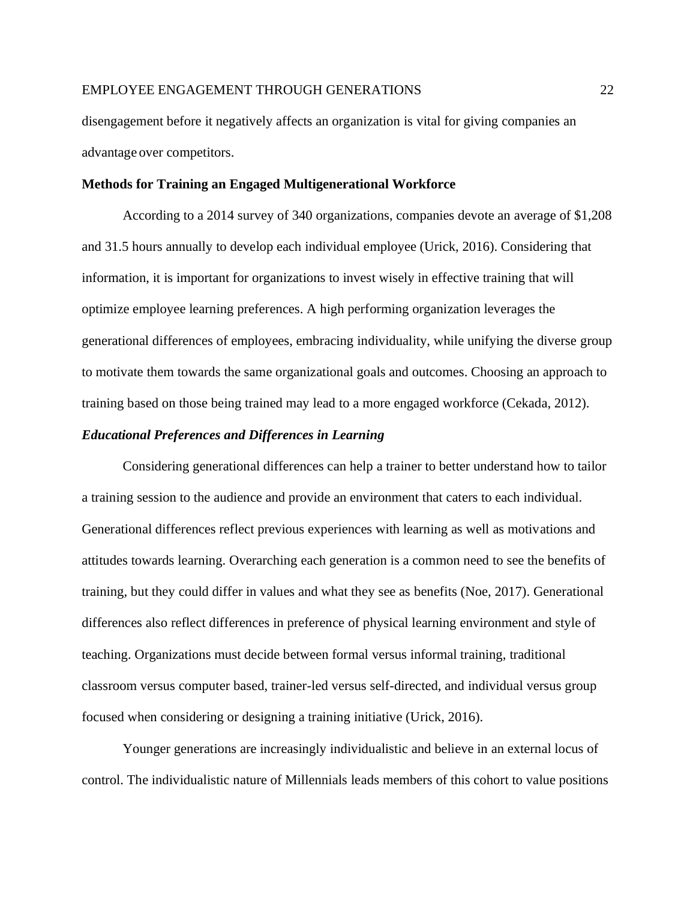disengagement before it negatively affects an organization is vital for giving companies an advantage over competitors.

## Methods for Training an Engaged Multigenerational Workforce

According to a 2014 survey of 340 organizations, companies devote an average of $1,208 and 31.5 hours annually to develop each individual employee (Urick, 2016). Considering that information, it is important for organizations to invest wisely in effective training that will optimize employee learning preferences. A high performing organization leverages the generational differences of employees, embracing individuality, while unifying the diverse group to motivate them towards the same organizational goals and outcomes. Choosing an approach to training based on those being trained may lead to a more engaged workforce (Cekada, 2012).

### *Educational Preferences and Differences in Learning*

Considering generational differences can help a trainer to better understand how to tailor a training session to the audience and provide an environment that caters to each individual. Generational differences reflect previous experiences with learning as well as motivations and attitudes towards learning. Overarching each generation is a common need to see the benefits of training, but they could differ in values and what they see as benefits (Noe, 2017). Generational differences also reflect differences in preference of physical learning environment and style of teaching. Organizations must decide between formal versus informal training, traditional classroom versus computer based, trainer-led versus self-directed, and individual versus group focused when considering or designing a training initiative (Urick, 2016).

Younger generations are increasingly individualistic and believe in an external locus of control. The individualistic nature of Millennials leads members of this cohort to value positions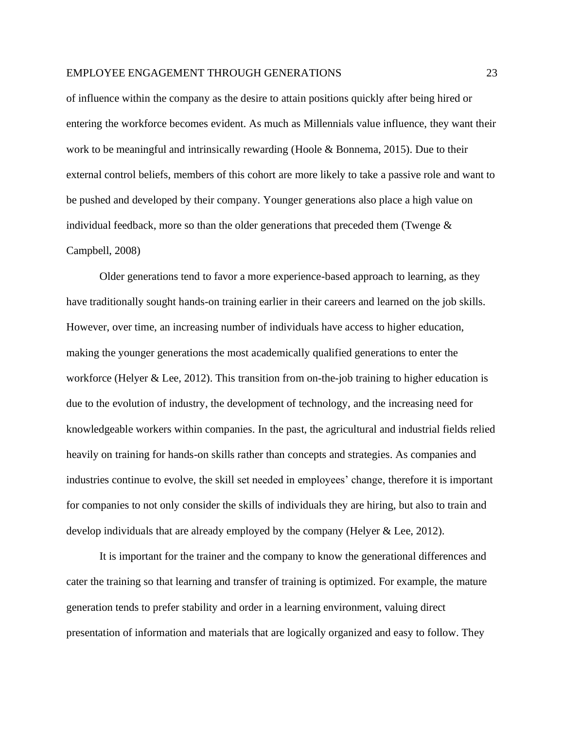of influence within the company as the desire to attain positions quickly after being hired or entering the workforce becomes evident. As much as Millennials value influence, they want their work to be meaningful and intrinsically rewarding (Hoole & Bonnema, 2015). Due to their external control beliefs, members of this cohort are more likely to take a passive role and want to be pushed and developed by their company. Younger generations also place a high value on individual feedback, more so than the older generations that preceded them (Twenge & Campbell, 2008)

Older generations tend to favor a more experience-based approach to learning, as they have traditionally sought hands-on training earlier in their careers and learned on the job skills. However, over time, an increasing number of individuals have access to higher education, making the younger generations the most academically qualified generations to enter the workforce (Helyer & Lee, 2012). This transition from on-the-job training to higher education is due to the evolution of industry, the development of technology, and the increasing need for knowledgeable workers within companies. In the past, the agricultural and industrial fields relied heavily on training for hands-on skills rather than concepts and strategies. As companies and industries continue to evolve, the skill set needed in employees' change, therefore it is important for companies to not only consider the skills of individuals they are hiring, but also to train and develop individuals that are already employed by the company (Helyer & Lee, 2012).

It is important for the trainer and the company to know the generational differences and cater the training so that learning and transfer of training is optimized. For example, the mature generation tends to prefer stability and order in a learning environment, valuing direct presentation of information and materials that are logically organized and easy to follow. They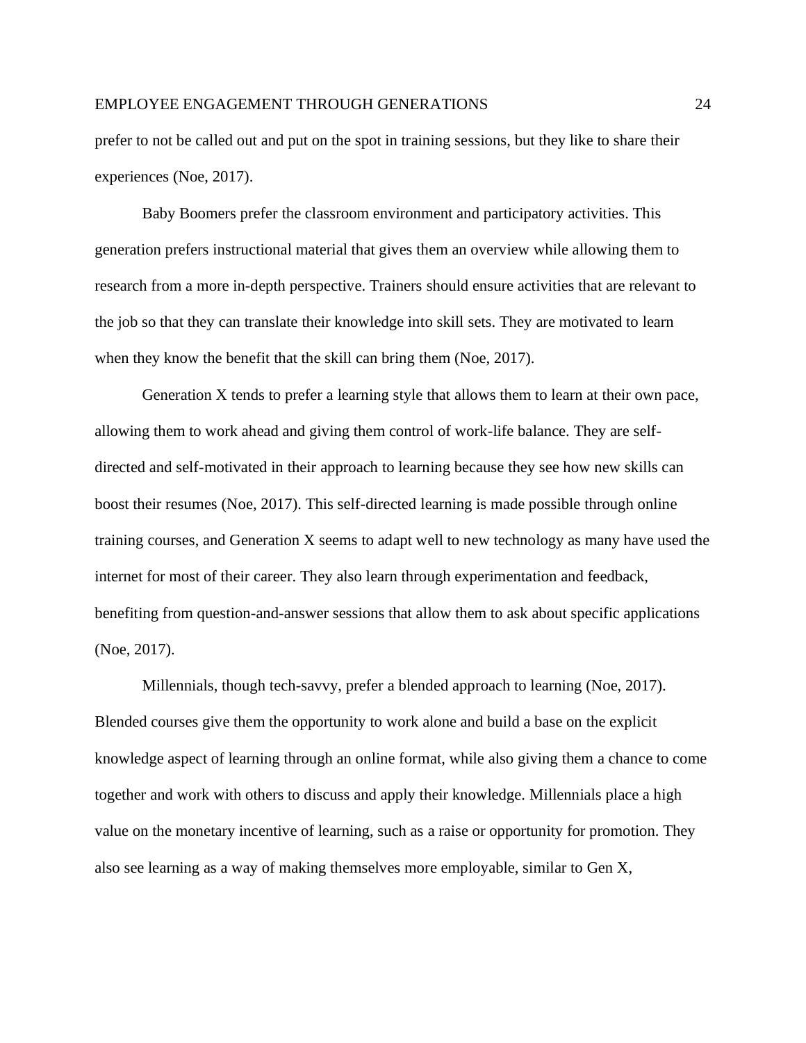prefer to not be called out and put on the spot in training sessions, but they like to share their experiences (Noe, 2017).

Baby Boomers prefer the classroom environment and participatory activities. This generation prefers instructional material that gives them an overview while allowing them to research from a more in-depth perspective. Trainers should ensure activities that are relevant to the job so that they can translate their knowledge into skill sets. They are motivated to learn when they know the benefit that the skill can bring them (Noe, 2017).

Generation X tends to prefer a learning style that allows them to learn at their own pace, allowing them to work ahead and giving them control of work-life balance. They are self-directed and self-motivated in their approach to learning because they see how new skills can boost their resumes (Noe, 2017). This self-directed learning is made possible through online training courses, and Generation X seems to adapt well to new technology as many have used the internet for most of their career. They also learn through experimentation and feedback, benefiting from question-and-answer sessions that allow them to ask about specific applications (Noe, 2017).

Millennials, though tech-savvy, prefer a blended approach to learning (Noe, 2017). Blended courses give them the opportunity to work alone and build a base on the explicit knowledge aspect of learning through an online format, while also giving them a chance to come together and work with others to discuss and apply their knowledge. Millennials place a high value on the monetary incentive of learning, such as a raise or opportunity for promotion. They also see learning as a way of making themselves more employable, similar to Gen X,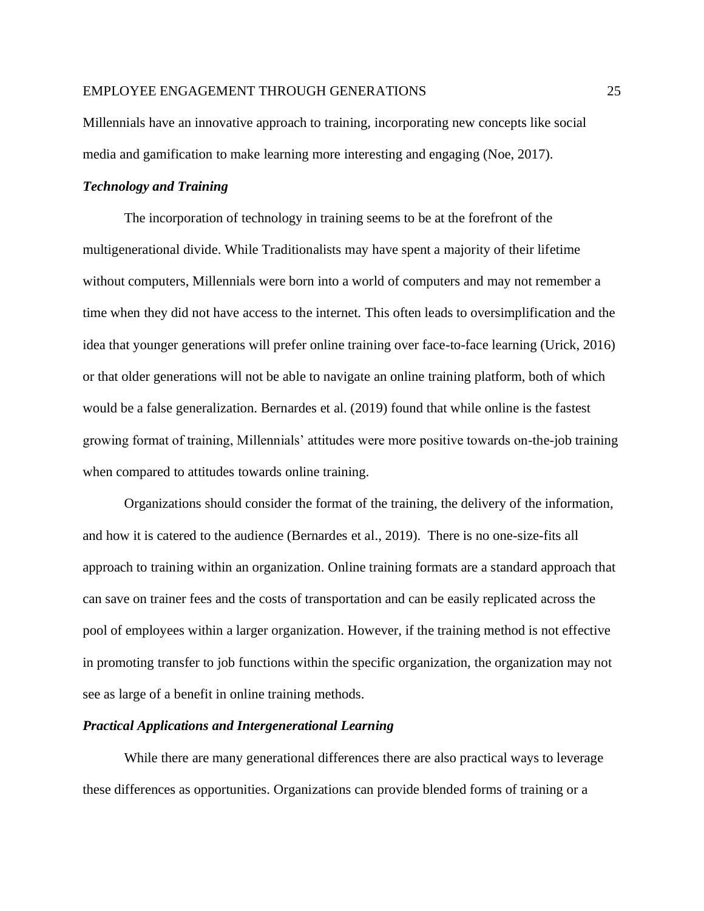Millennials have an innovative approach to training, incorporating new concepts like social media and gamification to make learning more interesting and engaging (Noe, 2017).

### ***Technology and Training***

The incorporation of technology in training seems to be at the forefront of the multigenerational divide. While Traditionalists may have spent a majority of their lifetime without computers, Millennials were born into a world of computers and may not remember a time when they did not have access to the internet. This often leads to oversimplification and the idea that younger generations will prefer online training over face-to-face learning (Urick, 2016) or that older generations will not be able to navigate an online training platform, both of which would be a false generalization. Bernardes et al. (2019) found that while online is the fastest growing format of training, Millennials' attitudes were more positive towards on-the-job training when compared to attitudes towards online training.

Organizations should consider the format of the training, the delivery of the information, and how it is catered to the audience (Bernardes et al., 2019). There is no one-size-fits all approach to training within an organization. Online training formats are a standard approach that can save on trainer fees and the costs of transportation and can be easily replicated across the pool of employees within a larger organization. However, if the training method is not effective in promoting transfer to job functions within the specific organization, the organization may not see as large of a benefit in online training methods.

### ***Practical Applications and Intergenerational Learning***

While there are many generational differences there are also practical ways to leverage these differences as opportunities. Organizations can provide blended forms of training or a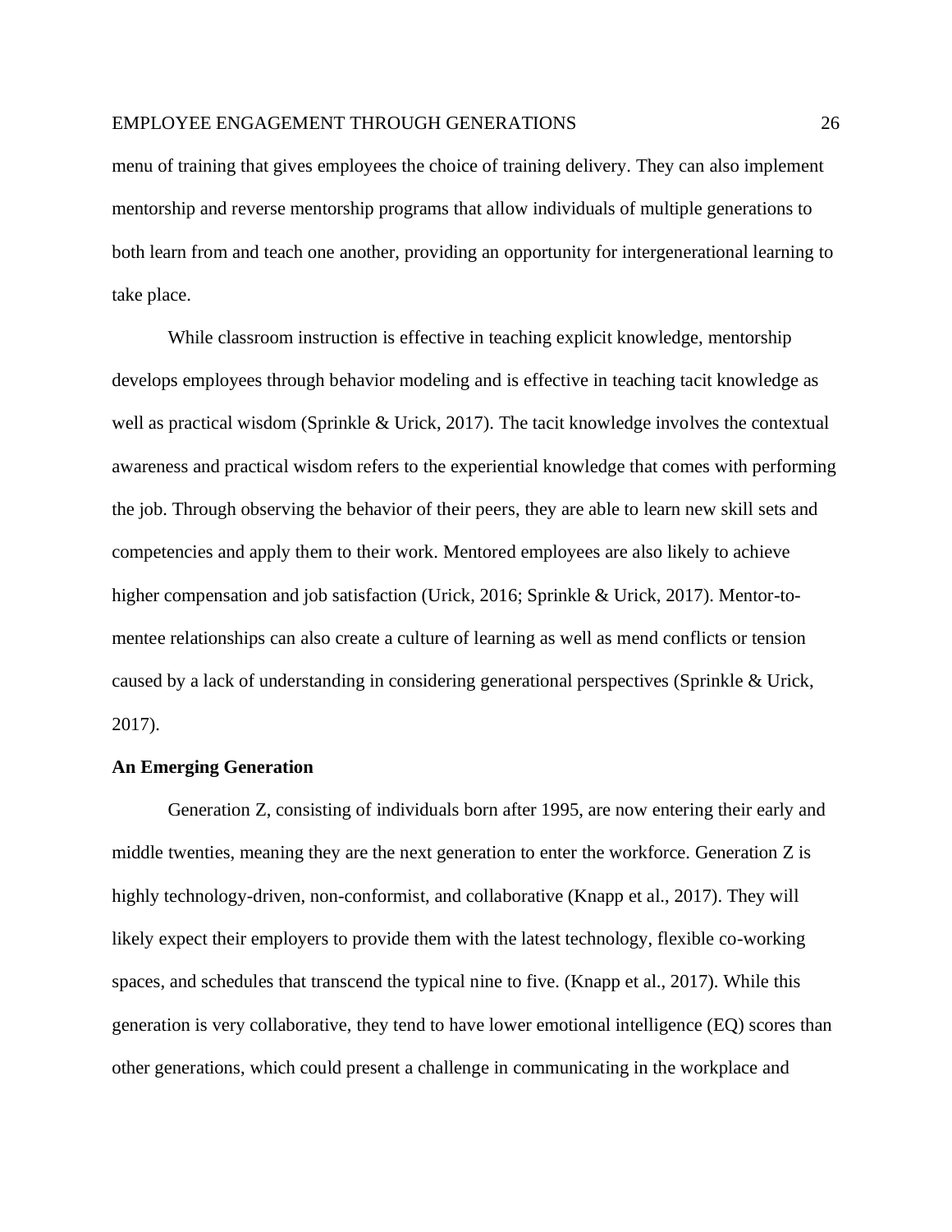menu of training that gives employees the choice of training delivery. They can also implement mentorship and reverse mentorship programs that allow individuals of multiple generations to both learn from and teach one another, providing an opportunity for intergenerational learning to take place.

While classroom instruction is effective in teaching explicit knowledge, mentorship develops employees through behavior modeling and is effective in teaching tacit knowledge as well as practical wisdom (Sprinkle & Urick, 2017). The tacit knowledge involves the contextual awareness and practical wisdom refers to the experiential knowledge that comes with performing the job. Through observing the behavior of their peers, they are able to learn new skill sets and competencies and apply them to their work. Mentored employees are also likely to achieve higher compensation and job satisfaction (Urick, 2016; Sprinkle & Urick, 2017). Mentor-to-mentee relationships can also create a culture of learning as well as mend conflicts or tension caused by a lack of understanding in considering generational perspectives (Sprinkle & Urick, 2017).

**An Emerging Generation**

Generation Z, consisting of individuals born after 1995, are now entering their early and middle twenties, meaning they are the next generation to enter the workforce. Generation Z is highly technology-driven, non-conformist, and collaborative (Knapp et al., 2017). They will likely expect their employers to provide them with the latest technology, flexible co-working spaces, and schedules that transcend the typical nine to five. (Knapp et al., 2017). While this generation is very collaborative, they tend to have lower emotional intelligence (EQ) scores than other generations, which could present a challenge in communicating in the workplace and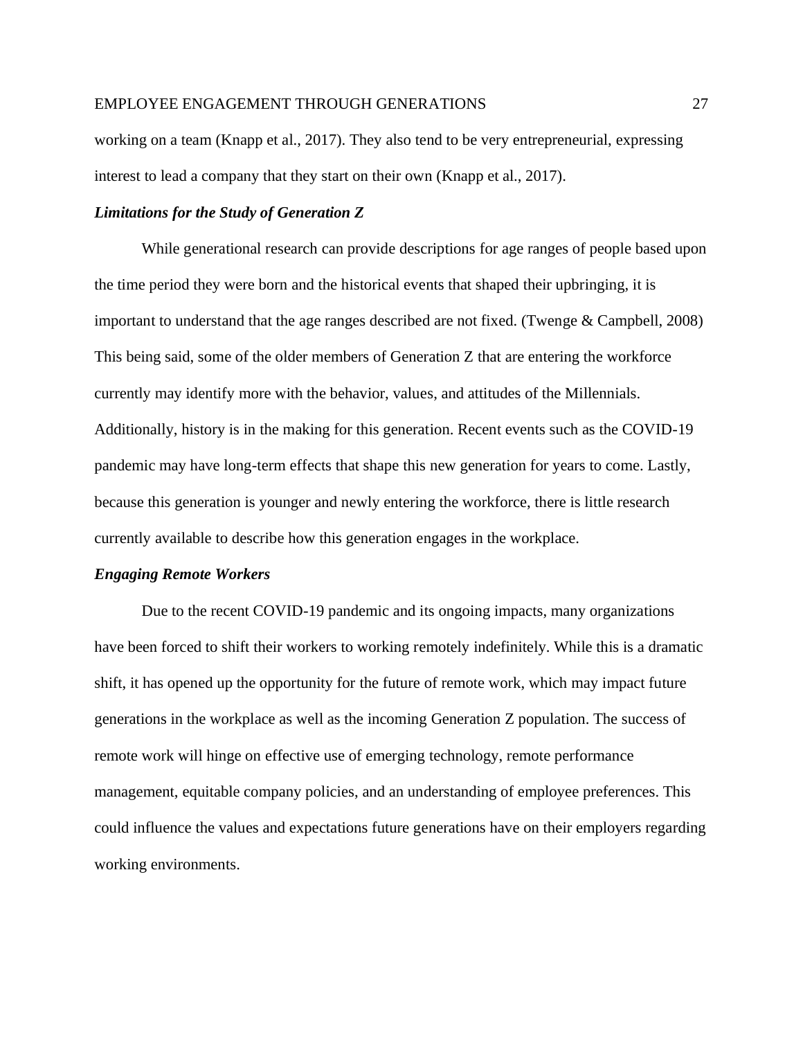working on a team (Knapp et al., 2017). They also tend to be very entrepreneurial, expressing interest to lead a company that they start on their own (Knapp et al., 2017).

### *Limitations for the Study of Generation Z*

While generational research can provide descriptions for age ranges of people based upon the time period they were born and the historical events that shaped their upbringing, it is important to understand that the age ranges described are not fixed. (Twenge & Campbell, 2008) This being said, some of the older members of Generation Z that are entering the workforce currently may identify more with the behavior, values, and attitudes of the Millennials. Additionally, history is in the making for this generation. Recent events such as the COVID-19 pandemic may have long-term effects that shape this new generation for years to come. Lastly, because this generation is younger and newly entering the workforce, there is little research currently available to describe how this generation engages in the workplace.

### *Engaging Remote Workers*

Due to the recent COVID-19 pandemic and its ongoing impacts, many organizations have been forced to shift their workers to working remotely indefinitely. While this is a dramatic shift, it has opened up the opportunity for the future of remote work, which may impact future generations in the workplace as well as the incoming Generation Z population. The success of remote work will hinge on effective use of emerging technology, remote performance management, equitable company policies, and an understanding of employee preferences. This could influence the values and expectations future generations have on their employers regarding working environments.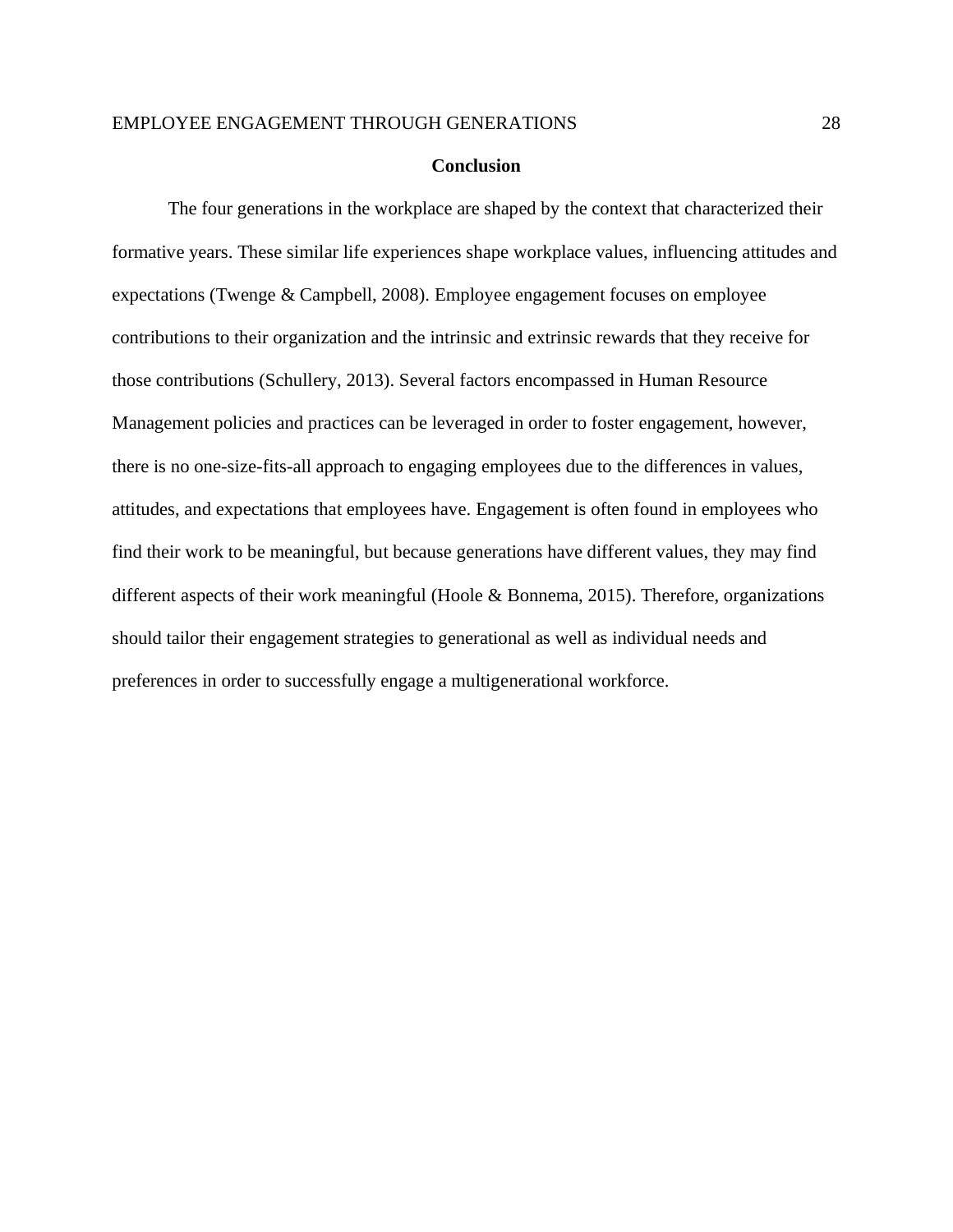## Conclusion

The four generations in the workplace are shaped by the context that characterized their formative years. These similar life experiences shape workplace values, influencing attitudes and expectations (Twenge & Campbell, 2008). Employee engagement focuses on employee contributions to their organization and the intrinsic and extrinsic rewards that they receive for those contributions (Schullery, 2013). Several factors encompassed in Human Resource Management policies and practices can be leveraged in order to foster engagement, however, there is no one-size-fits-all approach to engaging employees due to the differences in values, attitudes, and expectations that employees have. Engagement is often found in employees who find their work to be meaningful, but because generations have different values, they may find different aspects of their work meaningful (Hoole & Bonnema, 2015). Therefore, organizations should tailor their engagement strategies to generational as well as individual needs and preferences in order to successfully engage a multigenerational workforce.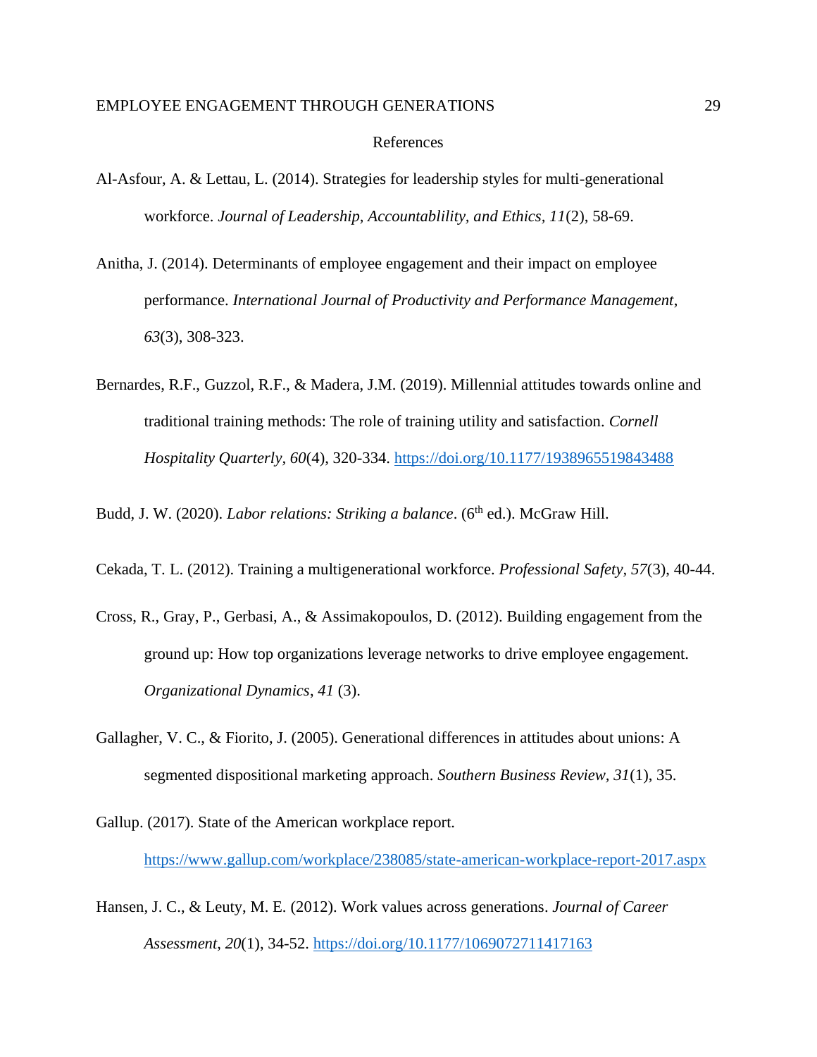# References

Al-Asfour, A. & Lettau, L. (2014). Strategies for leadership styles for multi-generational workforce. *Journal of Leadership, Accountablility, and Ethics, 11*(2), 58-69.

Anitha, J. (2014). Determinants of employee engagement and their impact on employee performance. *International Journal of Productivity and Performance Management*, *63*(3), 308-323.

Bernardes, R.F., Guzzol, R.F., & Madera, J.M. (2019). Millennial attitudes towards online and traditional training methods: The role of training utility and satisfaction. *Cornell Hospitality Quarterly, 60*(4), 320-334. https://doi.org/10.1177/1938965519843488

Budd, J. W. (2020). *Labor relations: Striking a balance*. (6th ed.). McGraw Hill.

Cekada, T. L. (2012). Training a multigenerational workforce. *Professional Safety, 57*(3), 40-44.

Cross, R., Gray, P., Gerbasi, A., & Assimakopoulos, D. (2012). Building engagement from the ground up: How top organizations leverage networks to drive employee engagement. *Organizational Dynamics*, *41* (3).

Gallagher, V. C., & Fiorito, J. (2005). Generational differences in attitudes about unions: A segmented dispositional marketing approach. *Southern Business Review, 31*(1), 35.

Gallup. (2017). State of the American workplace report. https://www.gallup.com/workplace/238085/state-american-workplace-report-2017.aspx

Hansen, J. C., & Leuty, M. E. (2012). Work values across generations. *Journal of Career Assessment*, *20*(1), 34-52. https://doi.org/10.1177/1069072711417163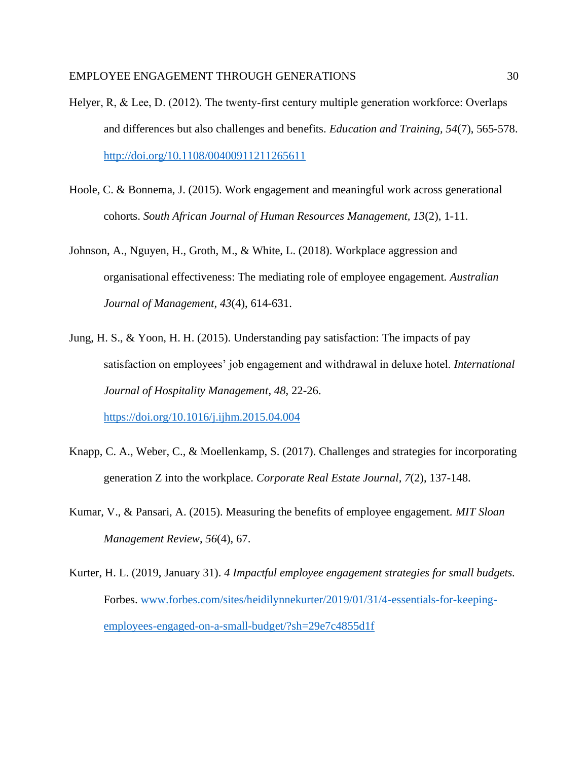Helyer, R, & Lee, D. (2012). The twenty-first century multiple generation workforce: Overlaps and differences but also challenges and benefits. *Education and Training*, *54*(7), 565-578. http://doi.org/10.1108/00400911211265611

Hoole, C. & Bonnema, J. (2015). Work engagement and meaningful work across generational cohorts. *South African Journal of Human Resources Management*, *13*(2), 1-11.

Johnson, A., Nguyen, H., Groth, M., & White, L. (2018). Workplace aggression and organisational effectiveness: The mediating role of employee engagement. *Australian Journal of Management*, *43*(4), 614-631.

Jung, H. S., & Yoon, H. H. (2015). Understanding pay satisfaction: The impacts of pay satisfaction on employees' job engagement and withdrawal in deluxe hotel. *International Journal of Hospitality Management*, *48*, 22-26. https://doi.org/10.1016/j.ijhm.2015.04.004

Knapp, C. A., Weber, C., & Moellenkamp, S. (2017). Challenges and strategies for incorporating generation Z into the workplace. *Corporate Real Estate Journal*, *7*(2), 137-148.

Kumar, V., & Pansari, A. (2015). Measuring the benefits of employee engagement. *MIT Sloan Management Review*, *56*(4), 67.

Kurter, H. L. (2019, January 31). *4 Impactful employee engagement strategies for small budgets.* Forbes. www.forbes.com/sites/heidilynnekurter/2019/01/31/4-essentials-for-keeping-employees-engaged-on-a-small-budget/?sh=29e7c4855d1f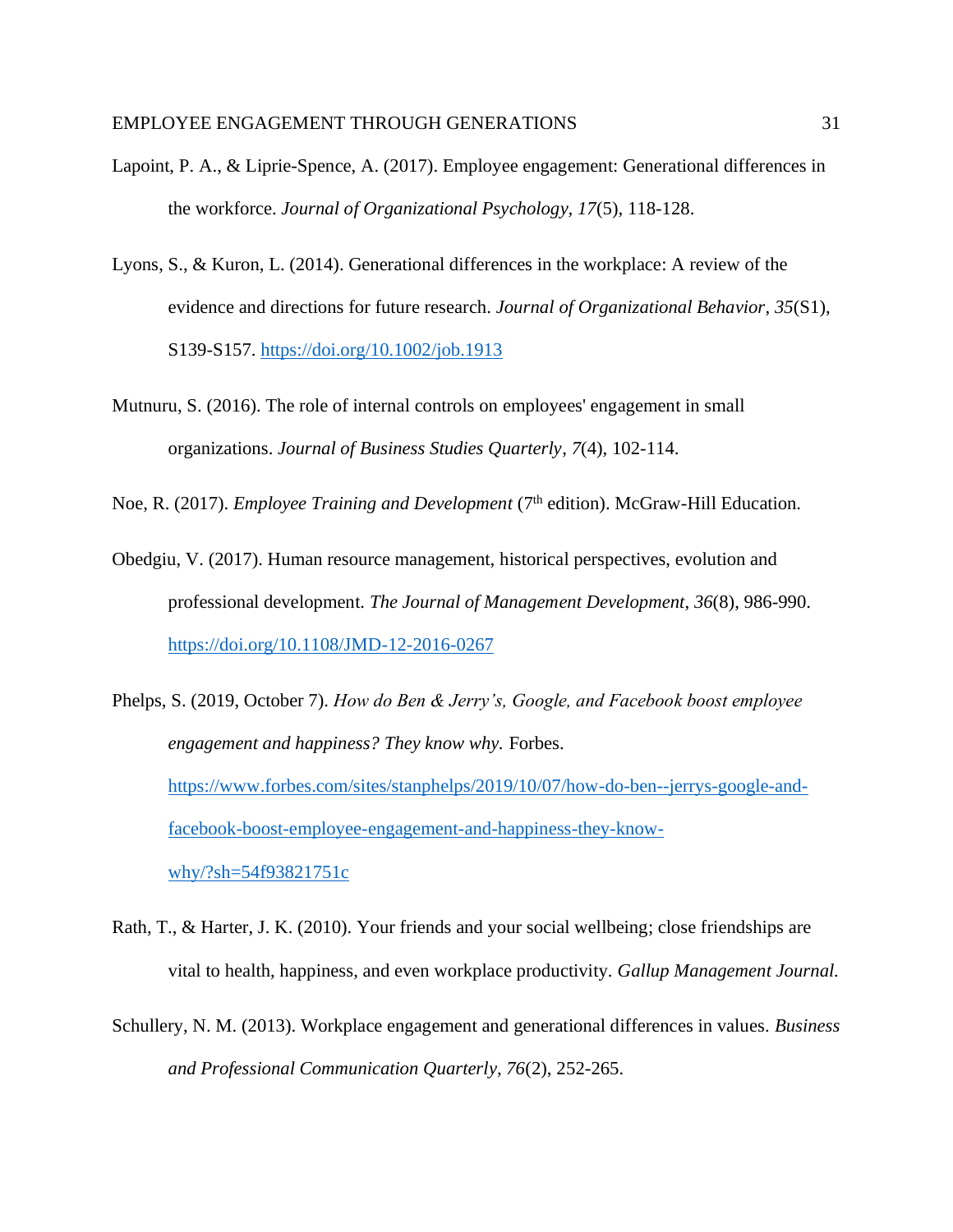Lapoint, P. A., & Liprie-Spence, A. (2017). Employee engagement: Generational differences in the workforce. *Journal of Organizational Psychology, 17*(5), 118-128.

Lyons, S., & Kuron, L. (2014). Generational differences in the workplace: A review of the evidence and directions for future research. *Journal of Organizational Behavior*, *35*(S1), S139-S157. https://doi.org/10.1002/job.1913

Mutnuru, S. (2016). The role of internal controls on employees' engagement in small organizations. *Journal of Business Studies Quarterly*, *7*(4), 102-114.

Noe, R. (2017). *Employee Training and Development* (7th edition). McGraw-Hill Education.

Obedgiu, V. (2017). Human resource management, historical perspectives, evolution and professional development. *The Journal of Management Development*, *36*(8), 986-990. https://doi.org/10.1108/JMD-12-2016-0267

Phelps, S. (2019, October 7). *How do Ben & Jerry's, Google, and Facebook boost employee engagement and happiness? They know why.* Forbes. https://www.forbes.com/sites/stanphelps/2019/10/07/how-do-ben--jerrys-google-and-facebook-boost-employee-engagement-and-happiness-they-know-why/?sh=54f93821751c

Rath, T., & Harter, J. K. (2010). Your friends and your social wellbeing; close friendships are vital to health, happiness, and even workplace productivity. *Gallup Management Journal.*

Schullery, N. M. (2013). Workplace engagement and generational differences in values. *Business and Professional Communication Quarterly, 76*(2), 252-265.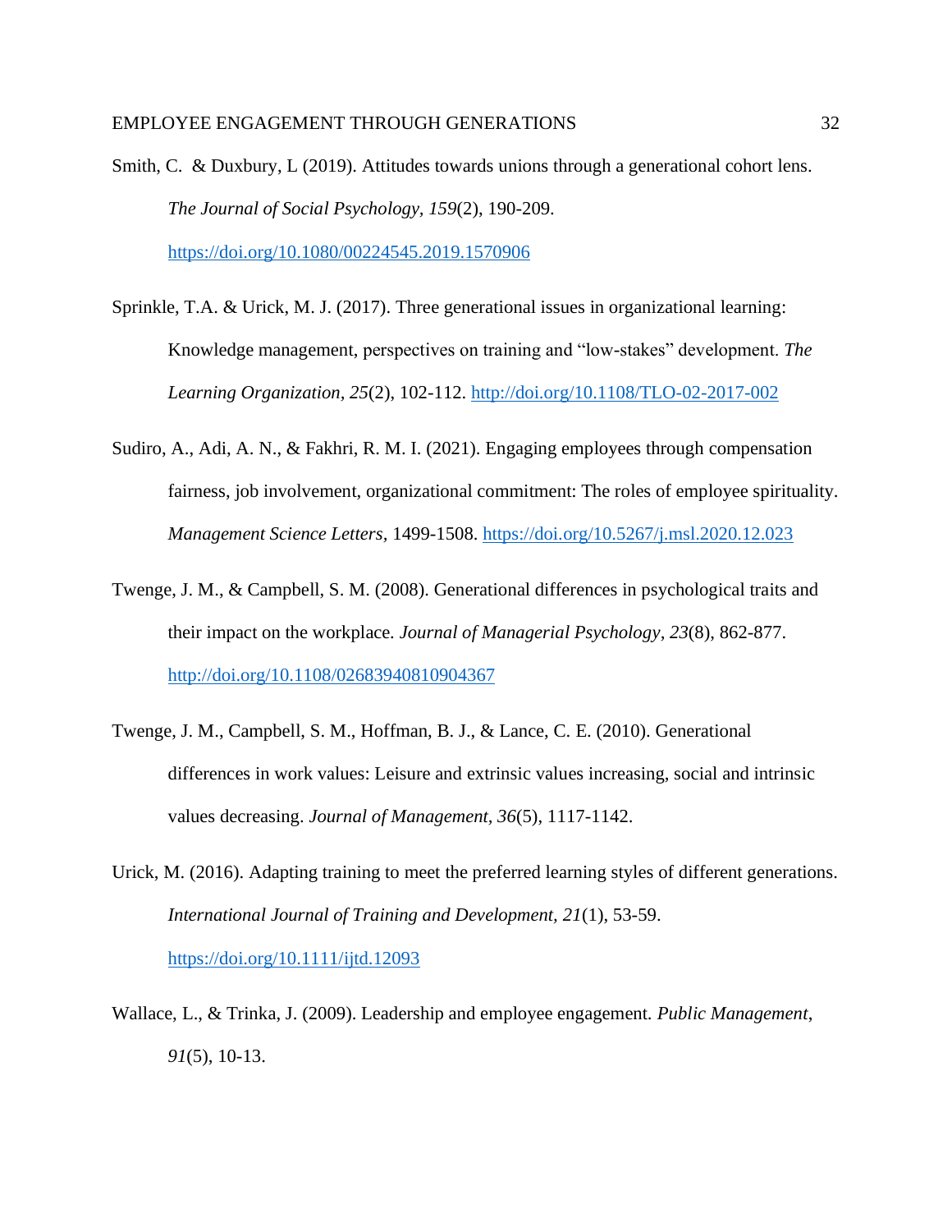Smith, C. & Duxbury, L (2019). Attitudes towards unions through a generational cohort lens. *The Journal of Social Psychology, 159*(2), 190-209. https://doi.org/10.1080/00224545.2019.1570906

Sprinkle, T.A. & Urick, M. J. (2017). Three generational issues in organizational learning: Knowledge management, perspectives on training and "low-stakes" development. *The Learning Organization, 25*(2), 102-112. http://doi.org/10.1108/TLO-02-2017-002

Sudiro, A., Adi, A. N., & Fakhri, R. M. I. (2021). Engaging employees through compensation fairness, job involvement, organizational commitment: The roles of employee spirituality. *Management Science Letters,* 1499-1508. https://doi.org/10.5267/j.msl.2020.12.023

Twenge, J. M., & Campbell, S. M. (2008). Generational differences in psychological traits and their impact on the workplace. *Journal of Managerial Psychology, 23*(8), 862-877. http://doi.org/10.1108/02683940810904367

Twenge, J. M., Campbell, S. M., Hoffman, B. J., & Lance, C. E. (2010). Generational differences in work values: Leisure and extrinsic values increasing, social and intrinsic values decreasing. *Journal of Management, 36*(5), 1117-1142.

Urick, M. (2016). Adapting training to meet the preferred learning styles of different generations. *International Journal of Training and Development, 21*(1), 53-59. https://doi.org/10.1111/ijtd.12093

Wallace, L., & Trinka, J. (2009). Leadership and employee engagement. *Public Management*, *91*(5), 10-13.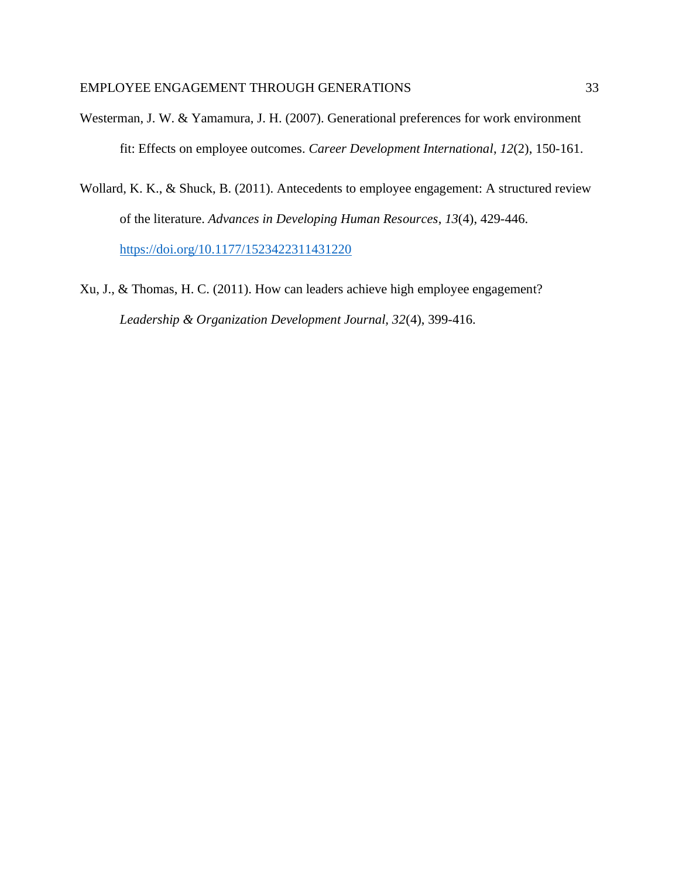Westerman, J. W. & Yamamura, J. H. (2007). Generational preferences for work environment fit: Effects on employee outcomes. *Career Development International*, *12*(2), 150-161.

Wollard, K. K., & Shuck, B. (2011). Antecedents to employee engagement: A structured review of the literature. *Advances in Developing Human Resources*, *13*(4), 429-446. https://doi.org/10.1177/1523422311431220

Xu, J., & Thomas, H. C. (2011). How can leaders achieve high employee engagement? *Leadership & Organization Development Journal, 32*(4), 399-416.